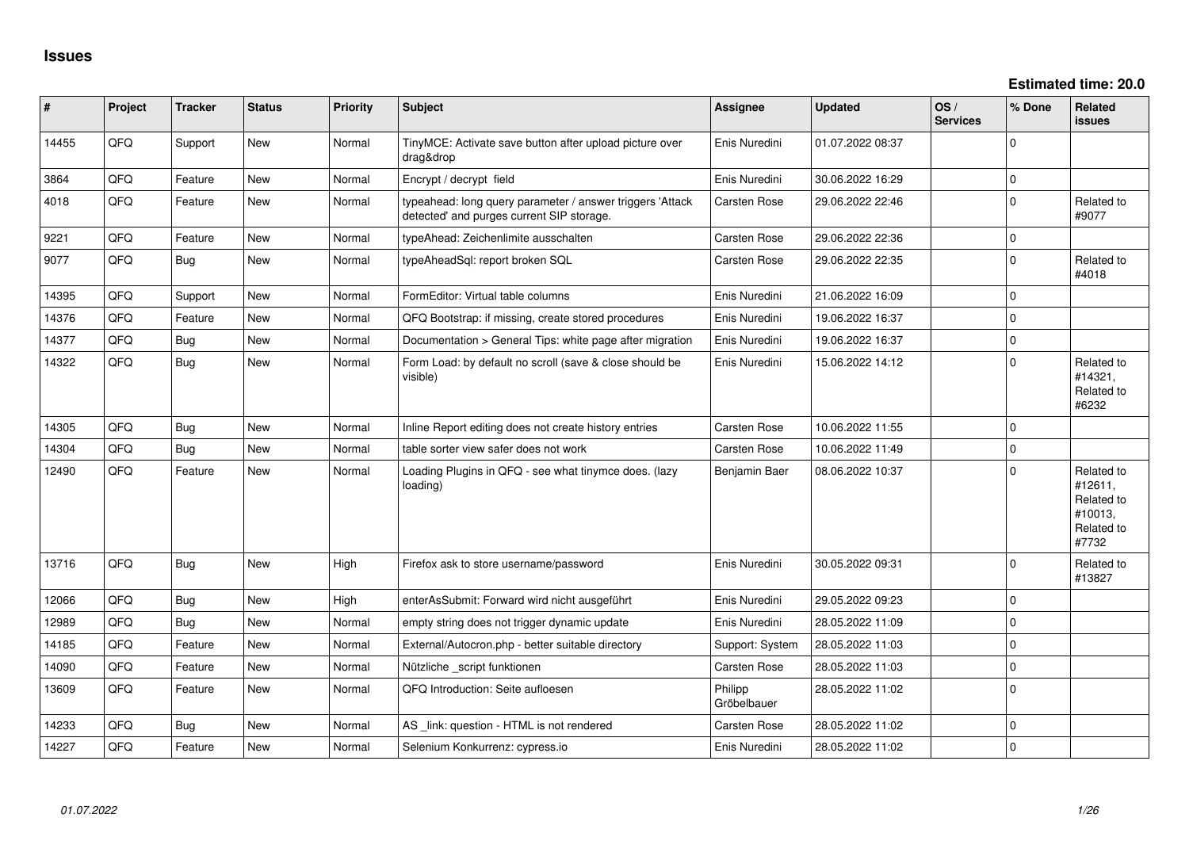# Issues

**Estimated time: 20.0**

| # | Project | Tracker | Status | Priority | Subject | Assignee | Updated | OS / Services | % Done | Related issues |
|---|---|---|---|---|---|---|---|---|---|---|
| 14455 | QFQ | Support | New | Normal | TinyMCE: Activate save button after upload picture over drag&drop | Enis Nuredini | 01.07.2022 08:37 | | 0 | |
| 3864 | QFQ | Feature | New | Normal | Encrypt / decrypt field | Enis Nuredini | 30.06.2022 16:29 | | 0 | |
| 4018 | QFQ | Feature | New | Normal | typeahead: long query parameter / answer triggers 'Attack detected' and purges current SIP storage. | Carsten Rose | 29.06.2022 22:46 | | 0 | Related to #9077 |
| 9221 | QFQ | Feature | New | Normal | typeAhead: Zeichenlimite ausschalten | Carsten Rose | 29.06.2022 22:36 | | 0 | |
| 9077 | QFQ | Bug | New | Normal | typeAheadSql: report broken SQL | Carsten Rose | 29.06.2022 22:35 | | 0 | Related to #4018 |
| 14395 | QFQ | Support | New | Normal | FormEditor: Virtual table columns | Enis Nuredini | 21.06.2022 16:09 | | 0 | |
| 14376 | QFQ | Feature | New | Normal | QFQ Bootstrap: if missing, create stored procedures | Enis Nuredini | 19.06.2022 16:37 | | 0 | |
| 14377 | QFQ | Bug | New | Normal | Documentation > General Tips: white page after migration | Enis Nuredini | 19.06.2022 16:37 | | 0 | |
| 14322 | QFQ | Bug | New | Normal | Form Load: by default no scroll (save & close should be visible) | Enis Nuredini | 15.06.2022 14:12 | | 0 | Related to #14321, Related to #6232 |
| 14305 | QFQ | Bug | New | Normal | Inline Report editing does not create history entries | Carsten Rose | 10.06.2022 11:55 | | 0 | |
| 14304 | QFQ | Bug | New | Normal | table sorter view safer does not work | Carsten Rose | 10.06.2022 11:49 | | 0 | |
| 12490 | QFQ | Feature | New | Normal | Loading Plugins in QFQ - see what tinymce does. (lazy loading) | Benjamin Baer | 08.06.2022 10:37 | | 0 | Related to #12611, Related to #10013, Related to #7732 |
| 13716 | QFQ | Bug | New | High | Firefox ask to store username/password | Enis Nuredini | 30.05.2022 09:31 | | 0 | Related to #13827 |
| 12066 | QFQ | Bug | New | High | enterAsSubmit: Forward wird nicht ausgeführt | Enis Nuredini | 29.05.2022 09:23 | | 0 | |
| 12989 | QFQ | Bug | New | Normal | empty string does not trigger dynamic update | Enis Nuredini | 28.05.2022 11:09 | | 0 | |
| 14185 | QFQ | Feature | New | Normal | External/Autocron.php - better suitable directory | Support: System | 28.05.2022 11:03 | | 0 | |
| 14090 | QFQ | Feature | New | Normal | Nützliche _script funktionen | Carsten Rose | 28.05.2022 11:03 | | 0 | |
| 13609 | QFQ | Feature | New | Normal | QFQ Introduction: Seite aufloesen | Philipp Gröbelbauer | 28.05.2022 11:02 | | 0 | |
| 14233 | QFQ | Bug | New | Normal | AS _link: question - HTML is not rendered | Carsten Rose | 28.05.2022 11:02 | | 0 | |
| 14227 | QFQ | Feature | New | Normal | Selenium Konkurrenz: cypress.io | Enis Nuredini | 28.05.2022 11:02 | | 0 | |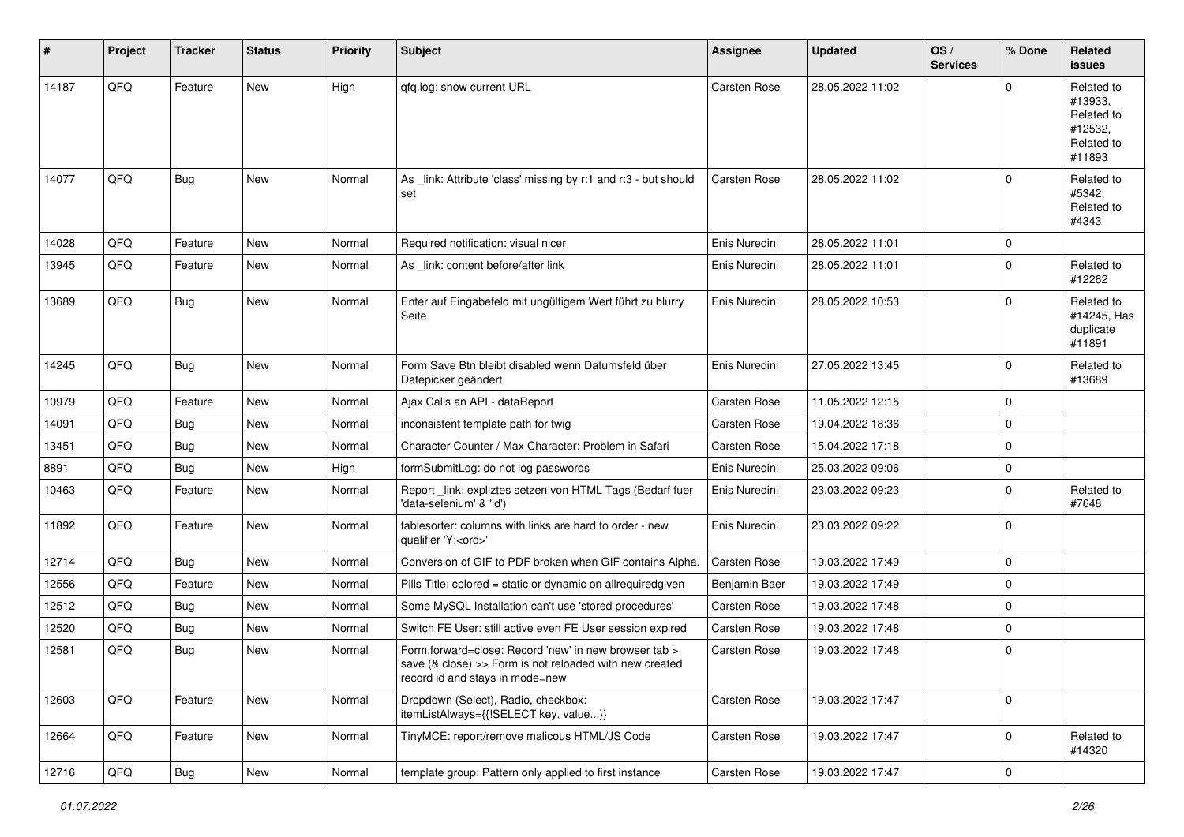| # | Project | Tracker | Status | Priority | Subject | Assignee | Updated | OS / Services | % Done | Related issues |
|---|---|---|---|---|---|---|---|---|---|---|
| 14187 | QFQ | Feature | New | High | qfq.log: show current URL | Carsten Rose | 28.05.2022 11:02 | | 0 | Related to #13933, Related to #12532, Related to #11893 |
| 14077 | QFQ | Bug | New | Normal | As _link: Attribute 'class' missing by r:1 and r:3 - but should set | Carsten Rose | 28.05.2022 11:02 | | 0 | Related to #5342, Related to #4343 |
| 14028 | QFQ | Feature | New | Normal | Required notification: visual nicer | Enis Nuredini | 28.05.2022 11:01 | | 0 | |
| 13945 | QFQ | Feature | New | Normal | As _link: content before/after link | Enis Nuredini | 28.05.2022 11:01 | | 0 | Related to #12262 |
| 13689 | QFQ | Bug | New | Normal | Enter auf Eingabefeld mit ungültigem Wert führt zu blurry Seite | Enis Nuredini | 28.05.2022 10:53 | | 0 | Related to #14245, Has duplicate #11891 |
| 14245 | QFQ | Bug | New | Normal | Form Save Btn bleibt disabled wenn Datumsfeld über Datepicker geändert | Enis Nuredini | 27.05.2022 13:45 | | 0 | Related to #13689 |
| 10979 | QFQ | Feature | New | Normal | Ajax Calls an API - dataReport | Carsten Rose | 11.05.2022 12:15 | | 0 | |
| 14091 | QFQ | Bug | New | Normal | inconsistent template path for twig | Carsten Rose | 19.04.2022 18:36 | | 0 | |
| 13451 | QFQ | Bug | New | Normal | Character Counter / Max Character: Problem in Safari | Carsten Rose | 15.04.2022 17:18 | | 0 | |
| 8891 | QFQ | Bug | New | High | formSubmitLog: do not log passwords | Enis Nuredini | 25.03.2022 09:06 | | 0 | |
| 10463 | QFQ | Feature | New | Normal | Report _link: expliztes setzen von HTML Tags (Bedarf fuer 'data-selenium' & 'id') | Enis Nuredini | 23.03.2022 09:23 | | 0 | Related to #7648 |
| 11892 | QFQ | Feature | New | Normal | tablesorter: columns with links are hard to order - new qualifier 'Y:<ord>' | Enis Nuredini | 23.03.2022 09:22 | | 0 | |
| 12714 | QFQ | Bug | New | Normal | Conversion of GIF to PDF broken when GIF contains Alpha. | Carsten Rose | 19.03.2022 17:49 | | 0 | |
| 12556 | QFQ | Feature | New | Normal | Pills Title: colored = static or dynamic on allrequiredgiven | Benjamin Baer | 19.03.2022 17:49 | | 0 | |
| 12512 | QFQ | Bug | New | Normal | Some MySQL Installation can't use 'stored procedures' | Carsten Rose | 19.03.2022 17:48 | | 0 | |
| 12520 | QFQ | Bug | New | Normal | Switch FE User: still active even FE User session expired | Carsten Rose | 19.03.2022 17:48 | | 0 | |
| 12581 | QFQ | Bug | New | Normal | Form.forward=close: Record 'new' in new browser tab > save (& close) >> Form is not reloaded with new created record id and stays in mode=new | Carsten Rose | 19.03.2022 17:48 | | 0 | |
| 12603 | QFQ | Feature | New | Normal | Dropdown (Select), Radio, checkbox: itemListAlways={{!SELECT key, value...}} | Carsten Rose | 19.03.2022 17:47 | | 0 | |
| 12664 | QFQ | Feature | New | Normal | TinyMCE: report/remove malicous HTML/JS Code | Carsten Rose | 19.03.2022 17:47 | | 0 | Related to #14320 |
| 12716 | QFQ | Bug | New | Normal | template group: Pattern only applied to first instance | Carsten Rose | 19.03.2022 17:47 | | 0 | |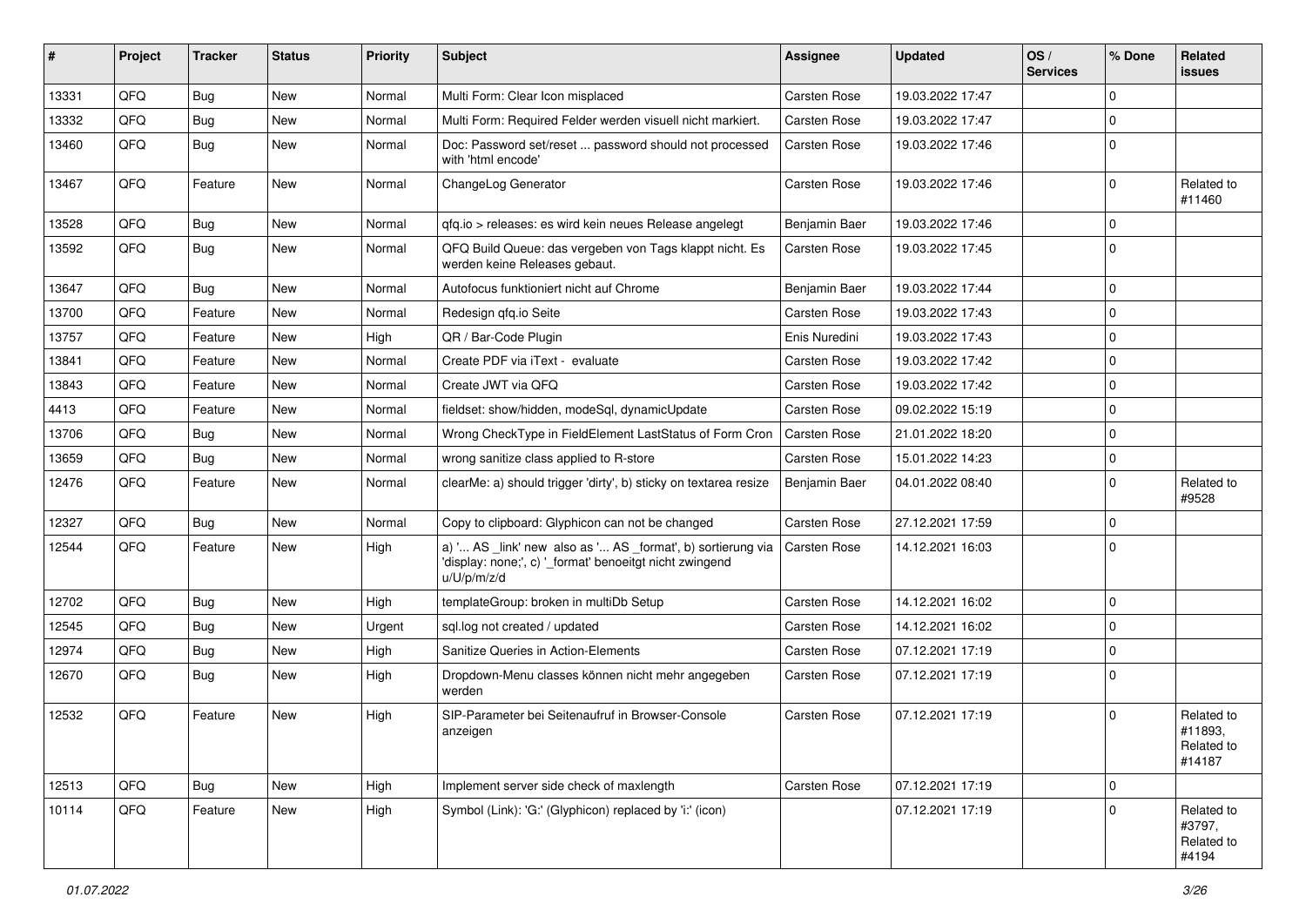| # | Project | Tracker | Status | Priority | Subject | Assignee | Updated | OS / Services | % Done | Related issues |
|---|---|---|---|---|---|---|---|---|---|---|
| 13331 | QFQ | Bug | New | Normal | Multi Form: Clear Icon misplaced | Carsten Rose | 19.03.2022 17:47 | | 0 | |
| 13332 | QFQ | Bug | New | Normal | Multi Form: Required Felder werden visuell nicht markiert. | Carsten Rose | 19.03.2022 17:47 | | 0 | |
| 13460 | QFQ | Bug | New | Normal | Doc: Password set/reset ... password should not processed with 'html encode' | Carsten Rose | 19.03.2022 17:46 | | 0 | |
| 13467 | QFQ | Feature | New | Normal | ChangeLog Generator | Carsten Rose | 19.03.2022 17:46 | | 0 | Related to #11460 |
| 13528 | QFQ | Bug | New | Normal | qfq.io > releases: es wird kein neues Release angelegt | Benjamin Baer | 19.03.2022 17:46 | | 0 | |
| 13592 | QFQ | Bug | New | Normal | QFQ Build Queue: das vergeben von Tags klappt nicht. Es werden keine Releases gebaut. | Carsten Rose | 19.03.2022 17:45 | | 0 | |
| 13647 | QFQ | Bug | New | Normal | Autofocus funktioniert nicht auf Chrome | Benjamin Baer | 19.03.2022 17:44 | | 0 | |
| 13700 | QFQ | Feature | New | Normal | Redesign qfq.io Seite | Carsten Rose | 19.03.2022 17:43 | | 0 | |
| 13757 | QFQ | Feature | New | High | QR / Bar-Code Plugin | Enis Nuredini | 19.03.2022 17:43 | | 0 | |
| 13841 | QFQ | Feature | New | Normal | Create PDF via iText - evaluate | Carsten Rose | 19.03.2022 17:42 | | 0 | |
| 13843 | QFQ | Feature | New | Normal | Create JWT via QFQ | Carsten Rose | 19.03.2022 17:42 | | 0 | |
| 4413 | QFQ | Feature | New | Normal | fieldset: show/hidden, modeSql, dynamicUpdate | Carsten Rose | 09.02.2022 15:19 | | 0 | |
| 13706 | QFQ | Bug | New | Normal | Wrong CheckType in FieldElement LastStatus of Form Cron | Carsten Rose | 21.01.2022 18:20 | | 0 | |
| 13659 | QFQ | Bug | New | Normal | wrong sanitize class applied to R-store | Carsten Rose | 15.01.2022 14:23 | | 0 | |
| 12476 | QFQ | Feature | New | Normal | clearMe: a) should trigger 'dirty', b) sticky on textarea resize | Benjamin Baer | 04.01.2022 08:40 | | 0 | Related to #9528 |
| 12327 | QFQ | Bug | New | Normal | Copy to clipboard: Glyphicon can not be changed | Carsten Rose | 27.12.2021 17:59 | | 0 | |
| 12544 | QFQ | Feature | New | High | a) '... AS _link' new also as '... AS _format', b) sortierung via 'display: none;', c) '_format' benoeitgt nicht zwingend u/U/p/m/z/d | Carsten Rose | 14.12.2021 16:03 | | 0 | |
| 12702 | QFQ | Bug | New | High | templateGroup: broken in multiDb Setup | Carsten Rose | 14.12.2021 16:02 | | 0 | |
| 12545 | QFQ | Bug | New | Urgent | sql.log not created / updated | Carsten Rose | 14.12.2021 16:02 | | 0 | |
| 12974 | QFQ | Bug | New | High | Sanitize Queries in Action-Elements | Carsten Rose | 07.12.2021 17:19 | | 0 | |
| 12670 | QFQ | Bug | New | High | Dropdown-Menu classes können nicht mehr angegeben werden | Carsten Rose | 07.12.2021 17:19 | | 0 | |
| 12532 | QFQ | Feature | New | High | SIP-Parameter bei Seitenaufruf in Browser-Console anzeigen | Carsten Rose | 07.12.2021 17:19 | | 0 | Related to #11893, Related to #14187 |
| 12513 | QFQ | Bug | New | High | Implement server side check of maxlength | Carsten Rose | 07.12.2021 17:19 | | 0 | |
| 10114 | QFQ | Feature | New | High | Symbol (Link): 'G:' (Glyphicon) replaced by 'i:' (icon) | | 07.12.2021 17:19 | | 0 | Related to #3797, Related to #4194 |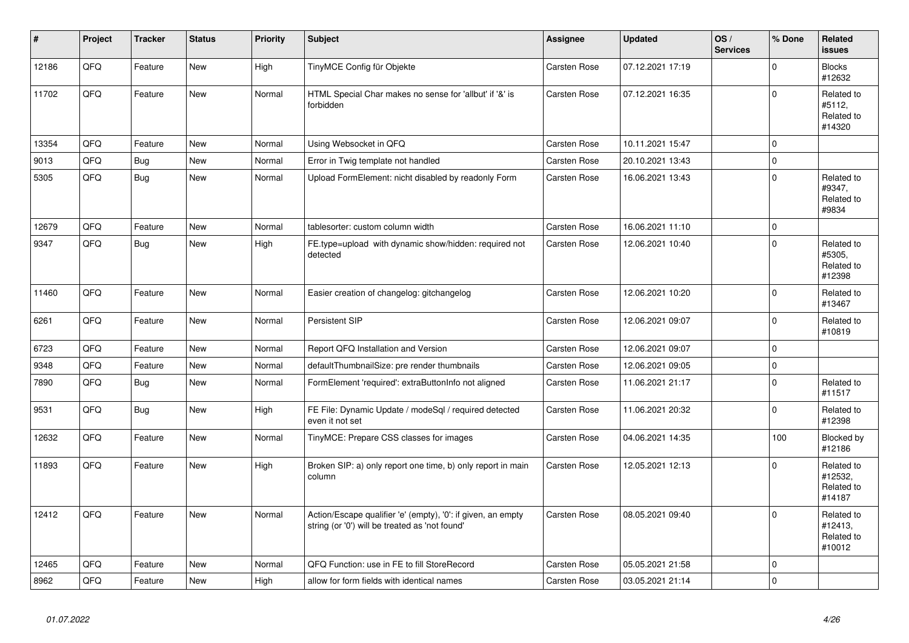| # | Project | Tracker | Status | Priority | Subject | Assignee | Updated | OS / Services | % Done | Related issues |
|---|---|---|---|---|---|---|---|---|---|---|
| 12186 | QFQ | Feature | New | High | TinyMCE Config für Objekte | Carsten Rose | 07.12.2021 17:19 | | 0 | Blocks #12632 |
| 11702 | QFQ | Feature | New | Normal | HTML Special Char makes no sense for 'allbut' if '&' is forbidden | Carsten Rose | 07.12.2021 16:35 | | 0 | Related to #5112, Related to #14320 |
| 13354 | QFQ | Feature | New | Normal | Using Websocket in QFQ | Carsten Rose | 10.11.2021 15:47 | | 0 | |
| 9013 | QFQ | Bug | New | Normal | Error in Twig template not handled | Carsten Rose | 20.10.2021 13:43 | | 0 | |
| 5305 | QFQ | Bug | New | Normal | Upload FormElement: nicht disabled by readonly Form | Carsten Rose | 16.06.2021 13:43 | | 0 | Related to #9347, Related to #9834 |
| 12679 | QFQ | Feature | New | Normal | tablesorter: custom column width | Carsten Rose | 16.06.2021 11:10 | | 0 | |
| 9347 | QFQ | Bug | New | High | FE.type=upload with dynamic show/hidden: required not detected | Carsten Rose | 12.06.2021 10:40 | | 0 | Related to #5305, Related to #12398 |
| 11460 | QFQ | Feature | New | Normal | Easier creation of changelog: gitchangelog | Carsten Rose | 12.06.2021 10:20 | | 0 | Related to #13467 |
| 6261 | QFQ | Feature | New | Normal | Persistent SIP | Carsten Rose | 12.06.2021 09:07 | | 0 | Related to #10819 |
| 6723 | QFQ | Feature | New | Normal | Report QFQ Installation and Version | Carsten Rose | 12.06.2021 09:07 | | 0 | |
| 9348 | QFQ | Feature | New | Normal | defaultThumbnailSize: pre render thumbnails | Carsten Rose | 12.06.2021 09:05 | | 0 | |
| 7890 | QFQ | Bug | New | Normal | FormElement 'required': extraButtonInfo not aligned | Carsten Rose | 11.06.2021 21:17 | | 0 | Related to #11517 |
| 9531 | QFQ | Bug | New | High | FE File: Dynamic Update / modeSql / required detected even it not set | Carsten Rose | 11.06.2021 20:32 | | 0 | Related to #12398 |
| 12632 | QFQ | Feature | New | Normal | TinyMCE: Prepare CSS classes for images | Carsten Rose | 04.06.2021 14:35 | | 100 | Blocked by #12186 |
| 11893 | QFQ | Feature | New | High | Broken SIP: a) only report one time, b) only report in main column | Carsten Rose | 12.05.2021 12:13 | | 0 | Related to #12532, Related to #14187 |
| 12412 | QFQ | Feature | New | Normal | Action/Escape qualifier 'e' (empty), '0': if given, an empty string (or '0') will be treated as 'not found' | Carsten Rose | 08.05.2021 09:40 | | 0 | Related to #12413, Related to #10012 |
| 12465 | QFQ | Feature | New | Normal | QFQ Function: use in FE to fill StoreRecord | Carsten Rose | 05.05.2021 21:58 | | 0 | |
| 8962 | QFQ | Feature | New | High | allow for form fields with identical names | Carsten Rose | 03.05.2021 21:14 | | 0 | |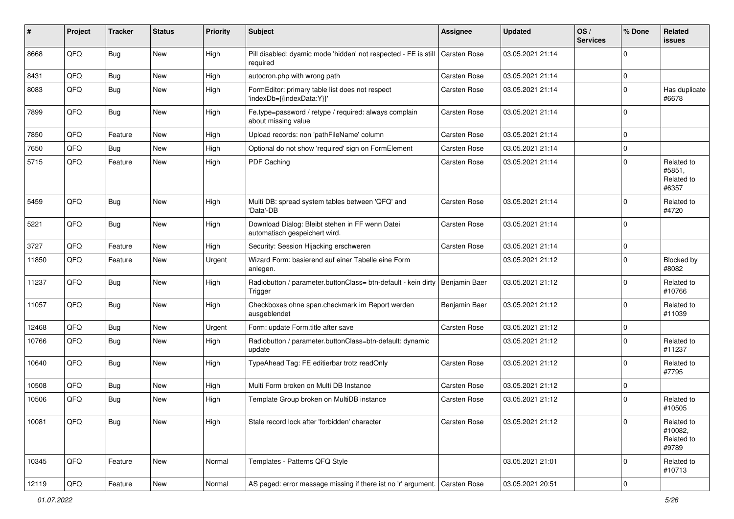| # | Project | Tracker | Status | Priority | Subject | Assignee | Updated | OS / Services | % Done | Related issues |
|---|---|---|---|---|---|---|---|---|---|---|
| 8668 | QFQ | Bug | New | High | Pill disabled: dyamic mode 'hidden' not respected - FE is still required | Carsten Rose | 03.05.2021 21:14 | | 0 | |
| 8431 | QFQ | Bug | New | High | autocron.php with wrong path | Carsten Rose | 03.05.2021 21:14 | | 0 | |
| 8083 | QFQ | Bug | New | High | FormEditor: primary table list does not respect 'indexDb={{indexData:Y}}' | Carsten Rose | 03.05.2021 21:14 | | 0 | Has duplicate #6678 |
| 7899 | QFQ | Bug | New | High | Fe.type=password / retype / required: always complain about missing value | Carsten Rose | 03.05.2021 21:14 | | 0 | |
| 7850 | QFQ | Feature | New | High | Upload records: non 'pathFileName' column | Carsten Rose | 03.05.2021 21:14 | | 0 | |
| 7650 | QFQ | Bug | New | High | Optional do not show 'required' sign on FormElement | Carsten Rose | 03.05.2021 21:14 | | 0 | |
| 5715 | QFQ | Feature | New | High | PDF Caching | Carsten Rose | 03.05.2021 21:14 | | 0 | Related to #5851, Related to #6357 |
| 5459 | QFQ | Bug | New | High | Multi DB: spread system tables between 'QFQ' and 'Data'-DB | Carsten Rose | 03.05.2021 21:14 | | 0 | Related to #4720 |
| 5221 | QFQ | Bug | New | High | Download Dialog: Bleibt stehen in FF wenn Datei automatisch gespeichert wird. | Carsten Rose | 03.05.2021 21:14 | | 0 | |
| 3727 | QFQ | Feature | New | High | Security: Session Hijacking erschweren | Carsten Rose | 03.05.2021 21:14 | | 0 | |
| 11850 | QFQ | Feature | New | Urgent | Wizard Form: basierend auf einer Tabelle eine Form anlegen. | | 03.05.2021 21:12 | | 0 | Blocked by #8082 |
| 11237 | QFQ | Bug | New | High | Radiobutton / parameter.buttonClass= btn-default - kein dirty Trigger | Benjamin Baer | 03.05.2021 21:12 | | 0 | Related to #10766 |
| 11057 | QFQ | Bug | New | High | Checkboxes ohne span.checkmark im Report werden ausgeblendet | Benjamin Baer | 03.05.2021 21:12 | | 0 | Related to #11039 |
| 12468 | QFQ | Bug | New | Urgent | Form: update Form.title after save | Carsten Rose | 03.05.2021 21:12 | | 0 | |
| 10766 | QFQ | Bug | New | High | Radiobutton / parameter.buttonClass=btn-default: dynamic update | | 03.05.2021 21:12 | | 0 | Related to #11237 |
| 10640 | QFQ | Bug | New | High | TypeAhead Tag: FE editierbar trotz readOnly | Carsten Rose | 03.05.2021 21:12 | | 0 | Related to #7795 |
| 10508 | QFQ | Bug | New | High | Multi Form broken on Multi DB Instance | Carsten Rose | 03.05.2021 21:12 | | 0 | |
| 10506 | QFQ | Bug | New | High | Template Group broken on MultiDB instance | Carsten Rose | 03.05.2021 21:12 | | 0 | Related to #10505 |
| 10081 | QFQ | Bug | New | High | Stale record lock after 'forbidden' character | Carsten Rose | 03.05.2021 21:12 | | 0 | Related to #10082, Related to #9789 |
| 10345 | QFQ | Feature | New | Normal | Templates - Patterns QFQ Style | | 03.05.2021 21:01 | | 0 | Related to #10713 |
| 12119 | QFQ | Feature | New | Normal | AS paged: error message missing if there ist no 'r' argument. | Carsten Rose | 03.05.2021 20:51 | | 0 | |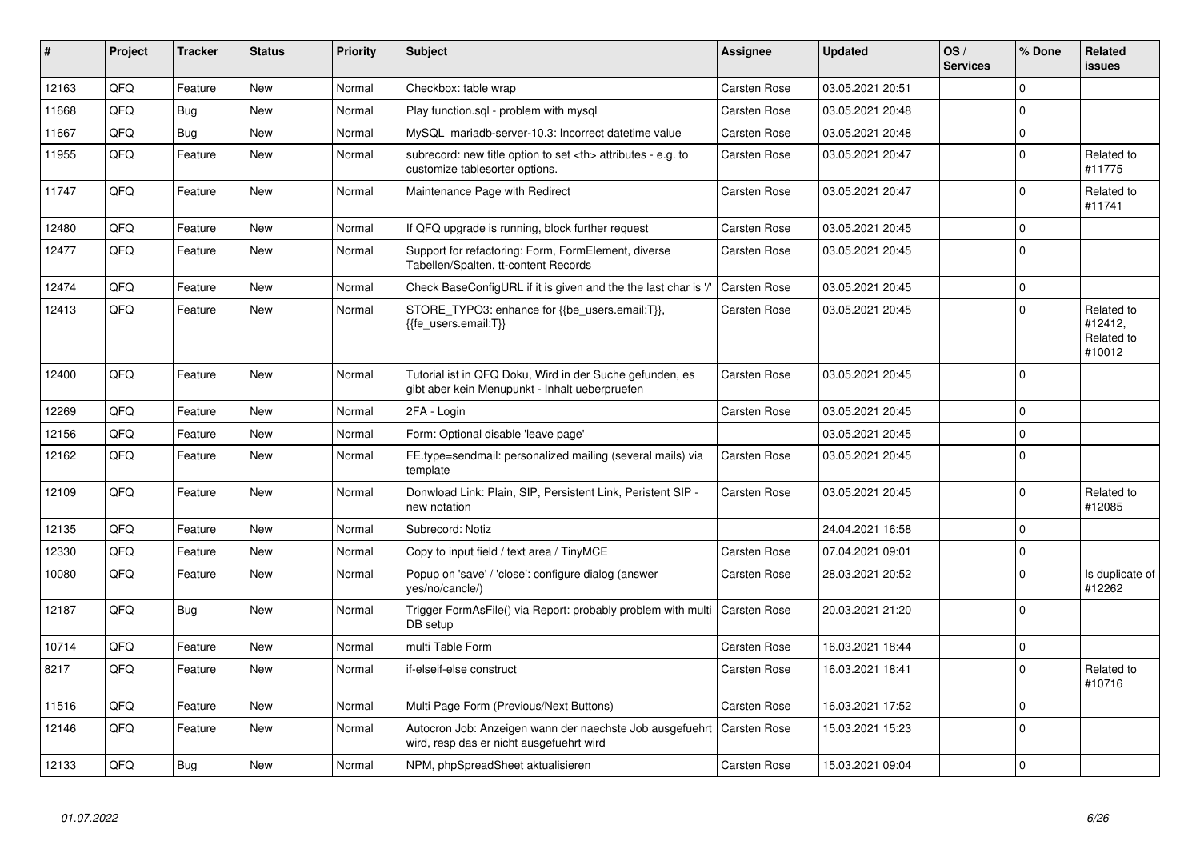| # | Project | Tracker | Status | Priority | Subject | Assignee | Updated | OS / Services | % Done | Related issues |
|---|---|---|---|---|---|---|---|---|---|---|
| 12163 | QFQ | Feature | New | Normal | Checkbox: table wrap | Carsten Rose | 03.05.2021 20:51 | | 0 | |
| 11668 | QFQ | Bug | New | Normal | Play function.sql - problem with mysql | Carsten Rose | 03.05.2021 20:48 | | 0 | |
| 11667 | QFQ | Bug | New | Normal | MySQL mariadb-server-10.3: Incorrect datetime value | Carsten Rose | 03.05.2021 20:48 | | 0 | |
| 11955 | QFQ | Feature | New | Normal | subrecord: new title option to set <th> attributes - e.g. to customize tablesorter options. | Carsten Rose | 03.05.2021 20:47 | | 0 | Related to #11775 |
| 11747 | QFQ | Feature | New | Normal | Maintenance Page with Redirect | Carsten Rose | 03.05.2021 20:47 | | 0 | Related to #11741 |
| 12480 | QFQ | Feature | New | Normal | If QFQ upgrade is running, block further request | Carsten Rose | 03.05.2021 20:45 | | 0 | |
| 12477 | QFQ | Feature | New | Normal | Support for refactoring: Form, FormElement, diverse Tabellen/Spalten, tt-content Records | Carsten Rose | 03.05.2021 20:45 | | 0 | |
| 12474 | QFQ | Feature | New | Normal | Check BaseConfigURL if it is given and the the last char is '/' | Carsten Rose | 03.05.2021 20:45 | | 0 | |
| 12413 | QFQ | Feature | New | Normal | STORE_TYPO3: enhance for {{be_users.email:T}}, {{fe_users.email:T}} | Carsten Rose | 03.05.2021 20:45 | | 0 | Related to #12412, Related to #10012 |
| 12400 | QFQ | Feature | New | Normal | Tutorial ist in QFQ Doku, Wird in der Suche gefunden, es gibt aber kein Menupunkt - Inhalt ueberpruefen | Carsten Rose | 03.05.2021 20:45 | | 0 | |
| 12269 | QFQ | Feature | New | Normal | 2FA - Login | Carsten Rose | 03.05.2021 20:45 | | 0 | |
| 12156 | QFQ | Feature | New | Normal | Form: Optional disable 'leave page' | | 03.05.2021 20:45 | | 0 | |
| 12162 | QFQ | Feature | New | Normal | FE.type=sendmail: personalized mailing (several mails) via template | Carsten Rose | 03.05.2021 20:45 | | 0 | |
| 12109 | QFQ | Feature | New | Normal | Donwload Link: Plain, SIP, Persistent Link, Peristent SIP - new notation | Carsten Rose | 03.05.2021 20:45 | | 0 | Related to #12085 |
| 12135 | QFQ | Feature | New | Normal | Subrecord: Notiz | | 24.04.2021 16:58 | | 0 | |
| 12330 | QFQ | Feature | New | Normal | Copy to input field / text area / TinyMCE | Carsten Rose | 07.04.2021 09:01 | | 0 | |
| 10080 | QFQ | Feature | New | Normal | Popup on 'save' / 'close': configure dialog (answer yes/no/cancle/) | Carsten Rose | 28.03.2021 20:52 | | 0 | Is duplicate of #12262 |
| 12187 | QFQ | Bug | New | Normal | Trigger FormAsFile() via Report: probably problem with multi DB setup | Carsten Rose | 20.03.2021 21:20 | | 0 | |
| 10714 | QFQ | Feature | New | Normal | multi Table Form | Carsten Rose | 16.03.2021 18:44 | | 0 | |
| 8217 | QFQ | Feature | New | Normal | if-elseif-else construct | Carsten Rose | 16.03.2021 18:41 | | 0 | Related to #10716 |
| 11516 | QFQ | Feature | New | Normal | Multi Page Form (Previous/Next Buttons) | Carsten Rose | 16.03.2021 17:52 | | 0 | |
| 12146 | QFQ | Feature | New | Normal | Autocron Job: Anzeigen wann der naechste Job ausgefuehrt wird, resp das er nicht ausgefuehrt wird | Carsten Rose | 15.03.2021 15:23 | | 0 | |
| 12133 | QFQ | Bug | New | Normal | NPM, phpSpreadSheet aktualisieren | Carsten Rose | 15.03.2021 09:04 | | 0 | |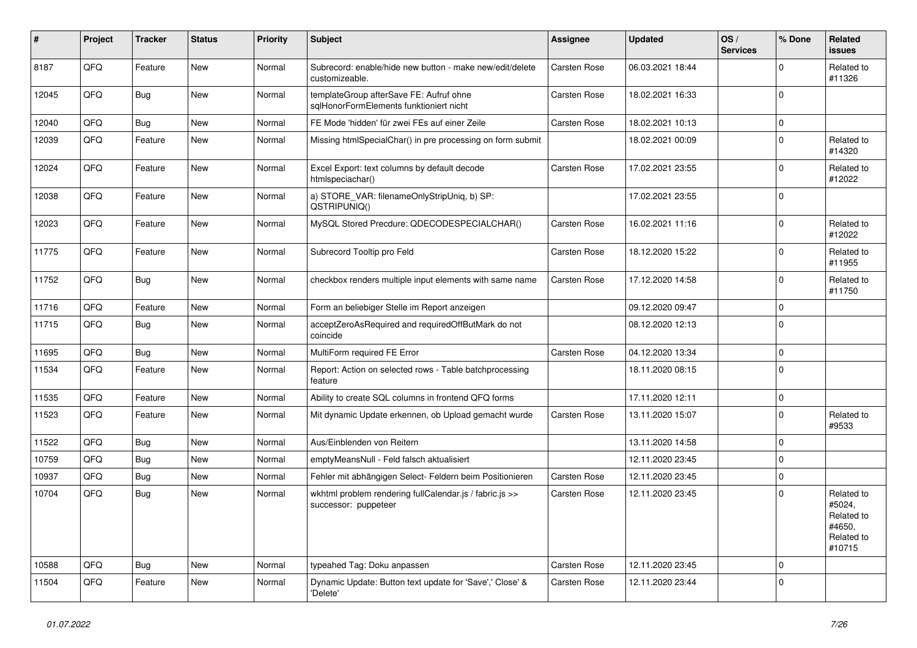| # | Project | Tracker | Status | Priority | Subject | Assignee | Updated | OS / Services | % Done | Related issues |
|---|---|---|---|---|---|---|---|---|---|---|
| 8187 | QFQ | Feature | New | Normal | Subrecord: enable/hide new button - make new/edit/delete customizeable. | Carsten Rose | 06.03.2021 18:44 | | 0 | Related to #11326 |
| 12045 | QFQ | Bug | New | Normal | templateGroup afterSave FE: Aufruf ohne sqlHonorFormElements funktioniert nicht | Carsten Rose | 18.02.2021 16:33 | | 0 | |
| 12040 | QFQ | Bug | New | Normal | FE Mode 'hidden' für zwei FEs auf einer Zeile | Carsten Rose | 18.02.2021 10:13 | | 0 | |
| 12039 | QFQ | Feature | New | Normal | Missing htmlSpecialChar() in pre processing on form submit | | 18.02.2021 00:09 | | 0 | Related to #14320 |
| 12024 | QFQ | Feature | New | Normal | Excel Export: text columns by default decode htmlspeciachar() | Carsten Rose | 17.02.2021 23:55 | | 0 | Related to #12022 |
| 12038 | QFQ | Feature | New | Normal | a) STORE_VAR: filenameOnlyStripUniq, b) SP: QSTRIPUNIQ() | | 17.02.2021 23:55 | | 0 | |
| 12023 | QFQ | Feature | New | Normal | MySQL Stored Precdure: QDECODESPECIALCHAR() | Carsten Rose | 16.02.2021 11:16 | | 0 | Related to #12022 |
| 11775 | QFQ | Feature | New | Normal | Subrecord Tooltip pro Feld | Carsten Rose | 18.12.2020 15:22 | | 0 | Related to #11955 |
| 11752 | QFQ | Bug | New | Normal | checkbox renders multiple input elements with same name | Carsten Rose | 17.12.2020 14:58 | | 0 | Related to #11750 |
| 11716 | QFQ | Feature | New | Normal | Form an beliebiger Stelle im Report anzeigen | | 09.12.2020 09:47 | | 0 | |
| 11715 | QFQ | Bug | New | Normal | acceptZeroAsRequired and requiredOffButMark do not coincide | | 08.12.2020 12:13 | | 0 | |
| 11695 | QFQ | Bug | New | Normal | MultiForm required FE Error | Carsten Rose | 04.12.2020 13:34 | | 0 | |
| 11534 | QFQ | Feature | New | Normal | Report: Action on selected rows - Table batchprocessing feature | | 18.11.2020 08:15 | | 0 | |
| 11535 | QFQ | Feature | New | Normal | Ability to create SQL columns in frontend QFQ forms | | 17.11.2020 12:11 | | 0 | |
| 11523 | QFQ | Feature | New | Normal | Mit dynamic Update erkennen, ob Upload gemacht wurde | Carsten Rose | 13.11.2020 15:07 | | 0 | Related to #9533 |
| 11522 | QFQ | Bug | New | Normal | Aus/Einblenden von Reitern | | 13.11.2020 14:58 | | 0 | |
| 10759 | QFQ | Bug | New | Normal | emptyMeansNull - Feld falsch aktualisiert | | 12.11.2020 23:45 | | 0 | |
| 10937 | QFQ | Bug | New | Normal | Fehler mit abhängigen Select- Feldern beim Positionieren | Carsten Rose | 12.11.2020 23:45 | | 0 | |
| 10704 | QFQ | Bug | New | Normal | wkhtml problem rendering fullCalendar.js / fabric.js >> successor: puppeteer | Carsten Rose | 12.11.2020 23:45 | | 0 | Related to #5024, Related to #4650, Related to #10715 |
| 10588 | QFQ | Bug | New | Normal | typeahed Tag: Doku anpassen | Carsten Rose | 12.11.2020 23:45 | | 0 | |
| 11504 | QFQ | Feature | New | Normal | Dynamic Update: Button text update for 'Save',' Close' & 'Delete' | Carsten Rose | 12.11.2020 23:44 | | 0 | |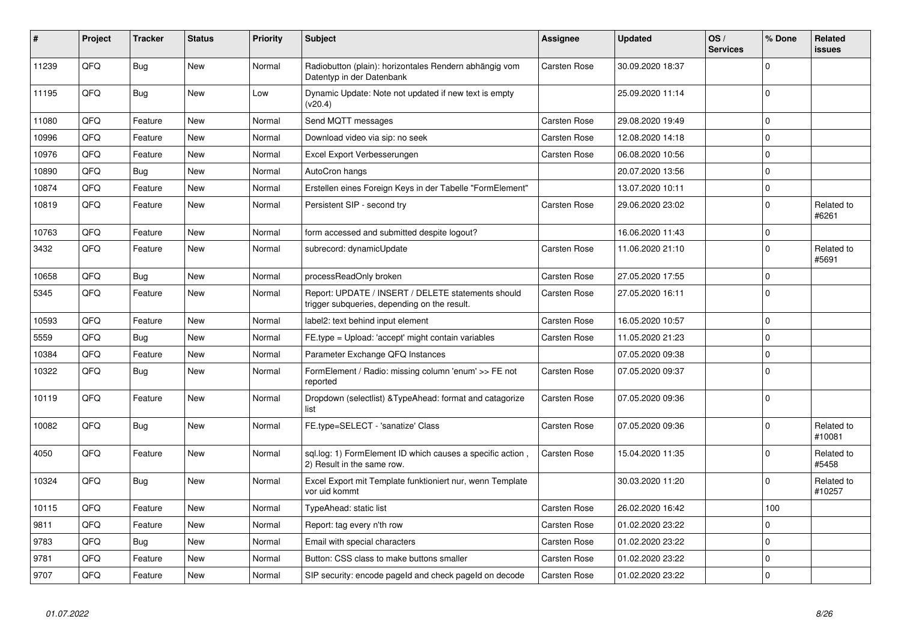| # | Project | Tracker | Status | Priority | Subject | Assignee | Updated | OS / Services | % Done | Related issues |
|---|---|---|---|---|---|---|---|---|---|---|
| 11239 | QFQ | Bug | New | Normal | Radiobutton (plain): horizontales Rendern abhängig vom Datentyp in der Datenbank | Carsten Rose | 30.09.2020 18:37 | | 0 | |
| 11195 | QFQ | Bug | New | Low | Dynamic Update: Note not updated if new text is empty (v20.4) | | 25.09.2020 11:14 | | 0 | |
| 11080 | QFQ | Feature | New | Normal | Send MQTT messages | Carsten Rose | 29.08.2020 19:49 | | 0 | |
| 10996 | QFQ | Feature | New | Normal | Download video via sip: no seek | Carsten Rose | 12.08.2020 14:18 | | 0 | |
| 10976 | QFQ | Feature | New | Normal | Excel Export Verbesserungen | Carsten Rose | 06.08.2020 10:56 | | 0 | |
| 10890 | QFQ | Bug | New | Normal | AutoCron hangs | | 20.07.2020 13:56 | | 0 | |
| 10874 | QFQ | Feature | New | Normal | Erstellen eines Foreign Keys in der Tabelle "FormElement" | | 13.07.2020 10:11 | | 0 | |
| 10819 | QFQ | Feature | New | Normal | Persistent SIP - second try | Carsten Rose | 29.06.2020 23:02 | | 0 | Related to #6261 |
| 10763 | QFQ | Feature | New | Normal | form accessed and submitted despite logout? | | 16.06.2020 11:43 | | 0 | |
| 3432 | QFQ | Feature | New | Normal | subrecord: dynamicUpdate | Carsten Rose | 11.06.2020 21:10 | | 0 | Related to #5691 |
| 10658 | QFQ | Bug | New | Normal | processReadOnly broken | Carsten Rose | 27.05.2020 17:55 | | 0 | |
| 5345 | QFQ | Feature | New | Normal | Report: UPDATE / INSERT / DELETE statements should trigger subqueries, depending on the result. | Carsten Rose | 27.05.2020 16:11 | | 0 | |
| 10593 | QFQ | Feature | New | Normal | label2: text behind input element | Carsten Rose | 16.05.2020 10:57 | | 0 | |
| 5559 | QFQ | Bug | New | Normal | FE.type = Upload: 'accept' might contain variables | Carsten Rose | 11.05.2020 21:23 | | 0 | |
| 10384 | QFQ | Feature | New | Normal | Parameter Exchange QFQ Instances | | 07.05.2020 09:38 | | 0 | |
| 10322 | QFQ | Bug | New | Normal | FormElement / Radio: missing column 'enum' >> FE not reported | Carsten Rose | 07.05.2020 09:37 | | 0 | |
| 10119 | QFQ | Feature | New | Normal | Dropdown (selectlist) &TypeAhead: format and catagorize list | Carsten Rose | 07.05.2020 09:36 | | 0 | |
| 10082 | QFQ | Bug | New | Normal | FE.type=SELECT - 'sanatize' Class | Carsten Rose | 07.05.2020 09:36 | | 0 | Related to #10081 |
| 4050 | QFQ | Feature | New | Normal | sql.log: 1) FormElement ID which causes a specific action , 2) Result in the same row. | Carsten Rose | 15.04.2020 11:35 | | 0 | Related to #5458 |
| 10324 | QFQ | Bug | New | Normal | Excel Export mit Template funktioniert nur, wenn Template vor uid kommt | | 30.03.2020 11:20 | | 0 | Related to #10257 |
| 10115 | QFQ | Feature | New | Normal | TypeAhead: static list | Carsten Rose | 26.02.2020 16:42 | | 100 | |
| 9811 | QFQ | Feature | New | Normal | Report: tag every n'th row | Carsten Rose | 01.02.2020 23:22 | | 0 | |
| 9783 | QFQ | Bug | New | Normal | Email with special characters | Carsten Rose | 01.02.2020 23:22 | | 0 | |
| 9781 | QFQ | Feature | New | Normal | Button: CSS class to make buttons smaller | Carsten Rose | 01.02.2020 23:22 | | 0 | |
| 9707 | QFQ | Feature | New | Normal | SIP security: encode pageId and check pageId on decode | Carsten Rose | 01.02.2020 23:22 | | 0 | |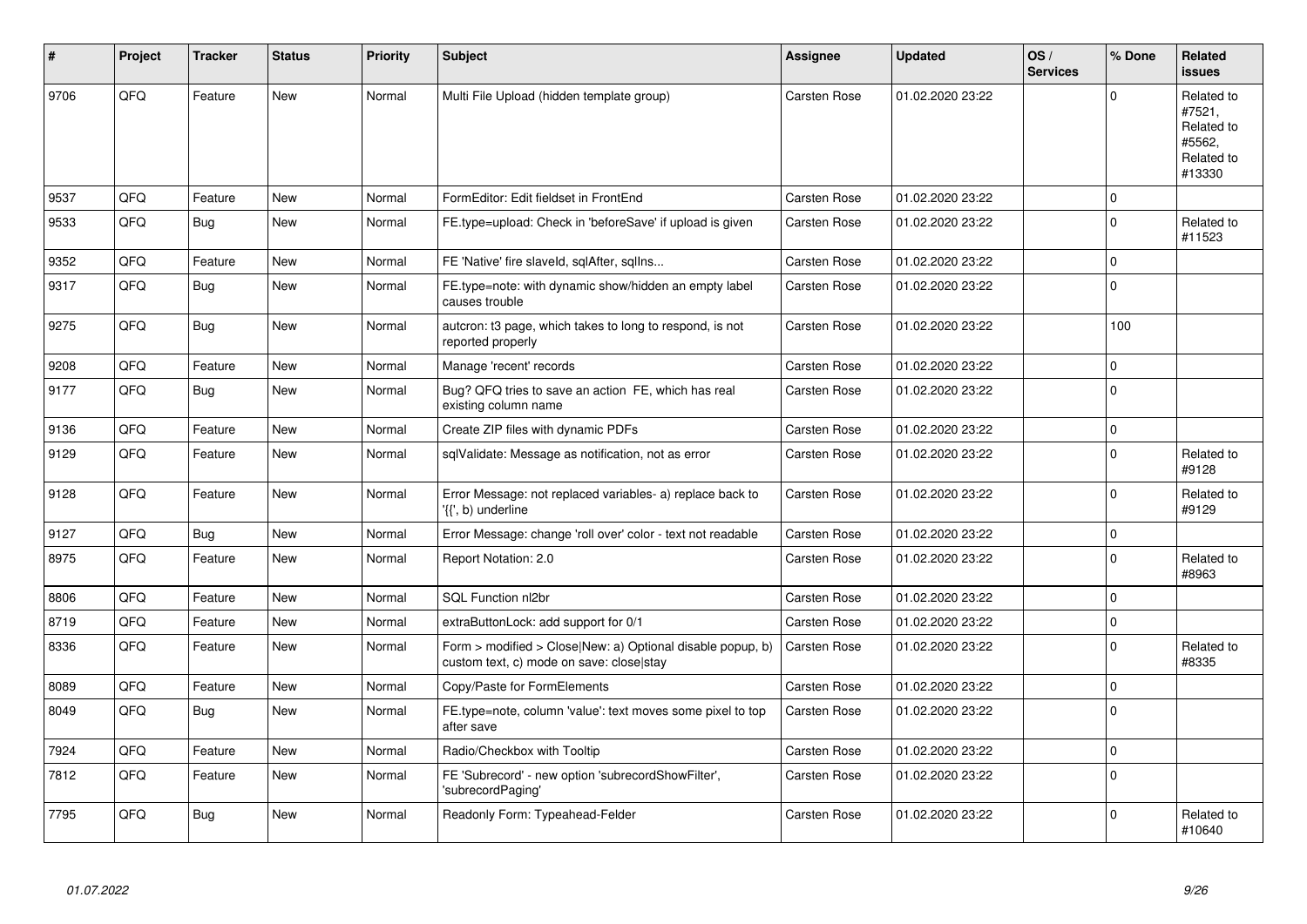| # | Project | Tracker | Status | Priority | Subject | Assignee | Updated | OS / Services | % Done | Related issues |
|---|---|---|---|---|---|---|---|---|---|---|
| 9706 | QFQ | Feature | New | Normal | Multi File Upload (hidden template group) | Carsten Rose | 01.02.2020 23:22 | | 0 | Related to #7521, Related to #5562, Related to #13330 |
| 9537 | QFQ | Feature | New | Normal | FormEditor: Edit fieldset in FrontEnd | Carsten Rose | 01.02.2020 23:22 | | 0 | |
| 9533 | QFQ | Bug | New | Normal | FE.type=upload: Check in 'beforeSave' if upload is given | Carsten Rose | 01.02.2020 23:22 | | 0 | Related to #11523 |
| 9352 | QFQ | Feature | New | Normal | FE 'Native' fire slaveId, sqlAfter, sqlIns... | Carsten Rose | 01.02.2020 23:22 | | 0 | |
| 9317 | QFQ | Bug | New | Normal | FE.type=note: with dynamic show/hidden an empty label causes trouble | Carsten Rose | 01.02.2020 23:22 | | 0 | |
| 9275 | QFQ | Bug | New | Normal | autcron: t3 page, which takes to long to respond, is not reported properly | Carsten Rose | 01.02.2020 23:22 | | 100 | |
| 9208 | QFQ | Feature | New | Normal | Manage 'recent' records | Carsten Rose | 01.02.2020 23:22 | | 0 | |
| 9177 | QFQ | Bug | New | Normal | Bug? QFQ tries to save an action FE, which has real existing column name | Carsten Rose | 01.02.2020 23:22 | | 0 | |
| 9136 | QFQ | Feature | New | Normal | Create ZIP files with dynamic PDFs | Carsten Rose | 01.02.2020 23:22 | | 0 | |
| 9129 | QFQ | Feature | New | Normal | sqlValidate: Message as notification, not as error | Carsten Rose | 01.02.2020 23:22 | | 0 | Related to #9128 |
| 9128 | QFQ | Feature | New | Normal | Error Message: not replaced variables- a) replace back to '{{', b) underline | Carsten Rose | 01.02.2020 23:22 | | 0 | Related to #9129 |
| 9127 | QFQ | Bug | New | Normal | Error Message: change 'roll over' color - text not readable | Carsten Rose | 01.02.2020 23:22 | | 0 | |
| 8975 | QFQ | Feature | New | Normal | Report Notation: 2.0 | Carsten Rose | 01.02.2020 23:22 | | 0 | Related to #8963 |
| 8806 | QFQ | Feature | New | Normal | SQL Function nl2br | Carsten Rose | 01.02.2020 23:22 | | 0 | |
| 8719 | QFQ | Feature | New | Normal | extraButtonLock: add support for 0/1 | Carsten Rose | 01.02.2020 23:22 | | 0 | |
| 8336 | QFQ | Feature | New | Normal | Form > modified > Close\|New: a) Optional disable popup, b) custom text, c) mode on save: close\|stay | Carsten Rose | 01.02.2020 23:22 | | 0 | Related to #8335 |
| 8089 | QFQ | Feature | New | Normal | Copy/Paste for FormElements | Carsten Rose | 01.02.2020 23:22 | | 0 | |
| 8049 | QFQ | Bug | New | Normal | FE.type=note, column 'value': text moves some pixel to top after save | Carsten Rose | 01.02.2020 23:22 | | 0 | |
| 7924 | QFQ | Feature | New | Normal | Radio/Checkbox with Tooltip | Carsten Rose | 01.02.2020 23:22 | | 0 | |
| 7812 | QFQ | Feature | New | Normal | FE 'Subrecord' - new option 'subrecordShowFilter', 'subrecordPaging' | Carsten Rose | 01.02.2020 23:22 | | 0 | |
| 7795 | QFQ | Bug | New | Normal | Readonly Form: Typeahead-Felder | Carsten Rose | 01.02.2020 23:22 | | 0 | Related to #10640 |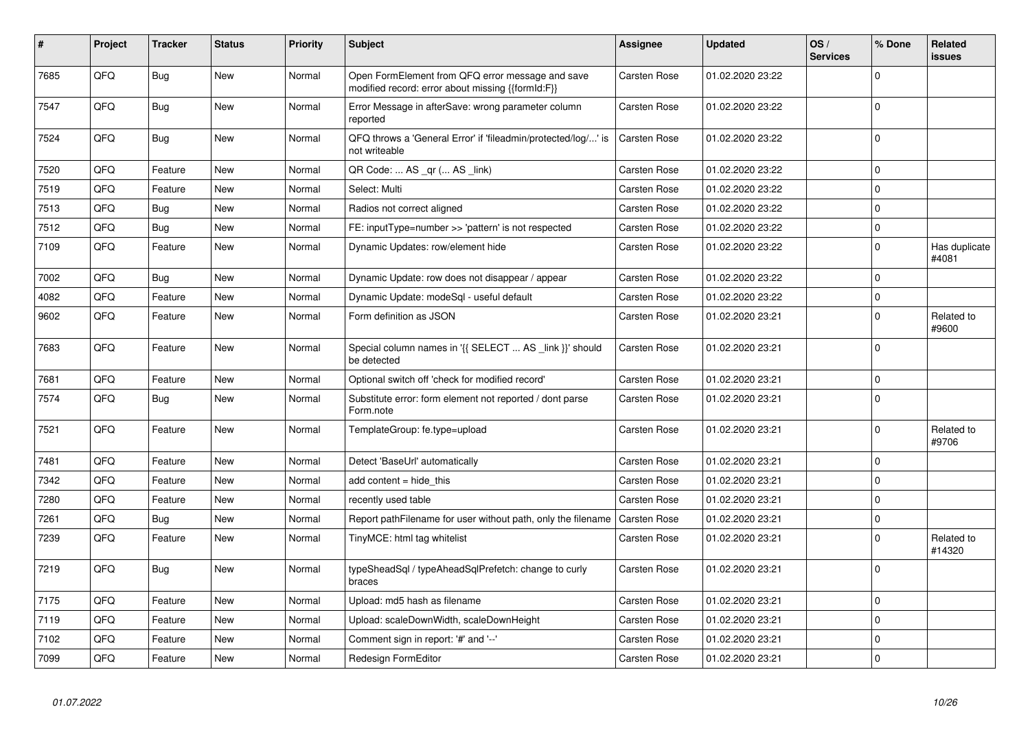| # | Project | Tracker | Status | Priority | Subject | Assignee | Updated | OS / Services | % Done | Related issues |
|---|---|---|---|---|---|---|---|---|---|---|
| 7685 | QFQ | Bug | New | Normal | Open FormElement from QFQ error message and save modified record: error about missing {{formId:F}} | Carsten Rose | 01.02.2020 23:22 | | 0 | |
| 7547 | QFQ | Bug | New | Normal | Error Message in afterSave: wrong parameter column reported | Carsten Rose | 01.02.2020 23:22 | | 0 | |
| 7524 | QFQ | Bug | New | Normal | QFQ throws a 'General Error' if 'fileadmin/protected/log/...' is not writeable | Carsten Rose | 01.02.2020 23:22 | | 0 | |
| 7520 | QFQ | Feature | New | Normal | QR Code: ... AS _qr ( ... AS _link) | Carsten Rose | 01.02.2020 23:22 | | 0 | |
| 7519 | QFQ | Feature | New | Normal | Select: Multi | Carsten Rose | 01.02.2020 23:22 | | 0 | |
| 7513 | QFQ | Bug | New | Normal | Radios not correct aligned | Carsten Rose | 01.02.2020 23:22 | | 0 | |
| 7512 | QFQ | Bug | New | Normal | FE: inputType=number >> 'pattern' is not respected | Carsten Rose | 01.02.2020 23:22 | | 0 | |
| 7109 | QFQ | Feature | New | Normal | Dynamic Updates: row/element hide | Carsten Rose | 01.02.2020 23:22 | | 0 | Has duplicate #4081 |
| 7002 | QFQ | Bug | New | Normal | Dynamic Update: row does not disappear / appear | Carsten Rose | 01.02.2020 23:22 | | 0 | |
| 4082 | QFQ | Feature | New | Normal | Dynamic Update: modeSql - useful default | Carsten Rose | 01.02.2020 23:22 | | 0 | |
| 9602 | QFQ | Feature | New | Normal | Form definition as JSON | Carsten Rose | 01.02.2020 23:21 | | 0 | Related to #9600 |
| 7683 | QFQ | Feature | New | Normal | Special column names in '{{ SELECT ... AS _link }}' should be detected | Carsten Rose | 01.02.2020 23:21 | | 0 | |
| 7681 | QFQ | Feature | New | Normal | Optional switch off 'check for modified record' | Carsten Rose | 01.02.2020 23:21 | | 0 | |
| 7574 | QFQ | Bug | New | Normal | Substitute error: form element not reported / dont parse Form.note | Carsten Rose | 01.02.2020 23:21 | | 0 | |
| 7521 | QFQ | Feature | New | Normal | TemplateGroup: fe.type=upload | Carsten Rose | 01.02.2020 23:21 | | 0 | Related to #9706 |
| 7481 | QFQ | Feature | New | Normal | Detect 'BaseUrl' automatically | Carsten Rose | 01.02.2020 23:21 | | 0 | |
| 7342 | QFQ | Feature | New | Normal | add content = hide_this | Carsten Rose | 01.02.2020 23:21 | | 0 | |
| 7280 | QFQ | Feature | New | Normal | recently used table | Carsten Rose | 01.02.2020 23:21 | | 0 | |
| 7261 | QFQ | Bug | New | Normal | Report pathFilename for user without path, only the filename | Carsten Rose | 01.02.2020 23:21 | | 0 | |
| 7239 | QFQ | Feature | New | Normal | TinyMCE: html tag whitelist | Carsten Rose | 01.02.2020 23:21 | | 0 | Related to #14320 |
| 7219 | QFQ | Bug | New | Normal | typeSheadSql / typeAheadSqlPrefetch: change to curly braces | Carsten Rose | 01.02.2020 23:21 | | 0 | |
| 7175 | QFQ | Feature | New | Normal | Upload: md5 hash as filename | Carsten Rose | 01.02.2020 23:21 | | 0 | |
| 7119 | QFQ | Feature | New | Normal | Upload: scaleDownWidth, scaleDownHeight | Carsten Rose | 01.02.2020 23:21 | | 0 | |
| 7102 | QFQ | Feature | New | Normal | Comment sign in report: '#' and '--' | Carsten Rose | 01.02.2020 23:21 | | 0 | |
| 7099 | QFQ | Feature | New | Normal | Redesign FormEditor | Carsten Rose | 01.02.2020 23:21 | | 0 | |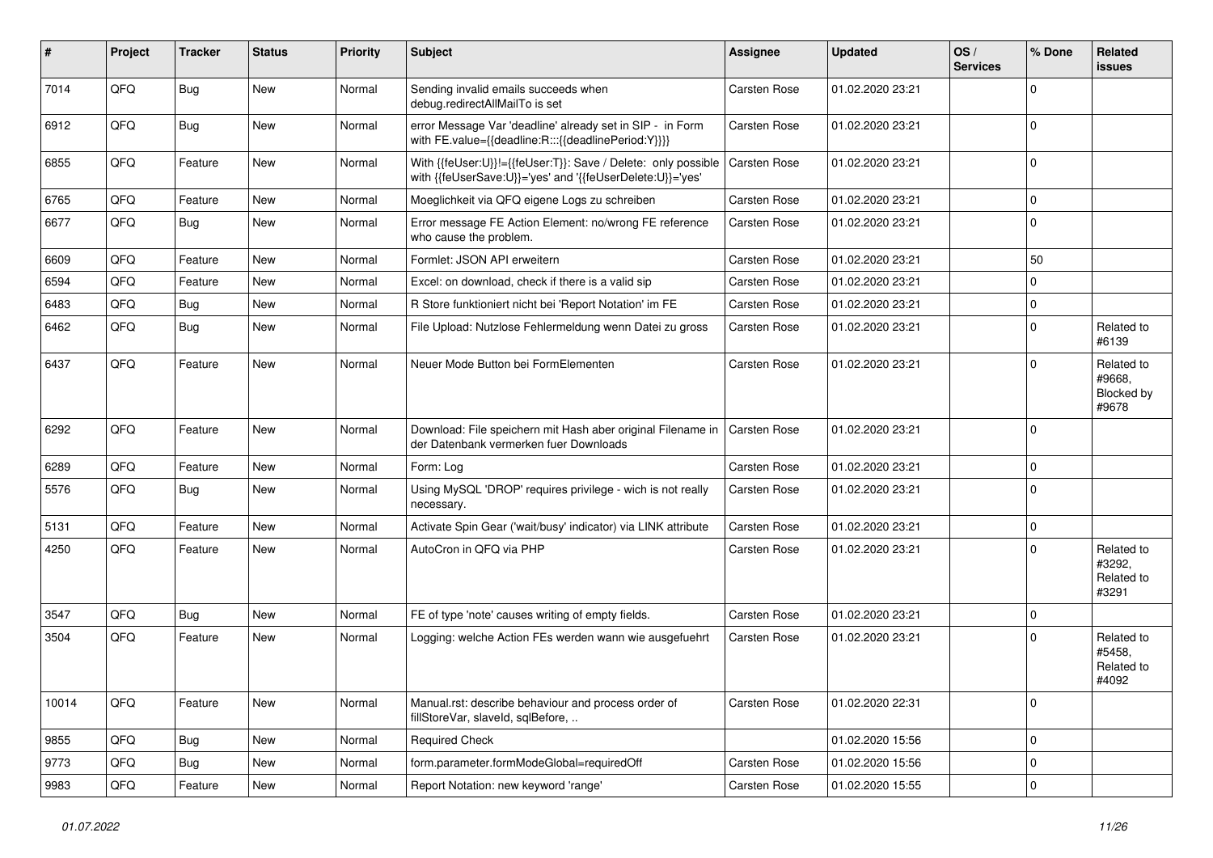| # | Project | Tracker | Status | Priority | Subject | Assignee | Updated | OS / Services | % Done | Related issues |
|---|---|---|---|---|---|---|---|---|---|---|
| 7014 | QFQ | Bug | New | Normal | Sending invalid emails succeeds when debug.redirectAllMailTo is set | Carsten Rose | 01.02.2020 23:21 | | 0 | |
| 6912 | QFQ | Bug | New | Normal | error Message Var 'deadline' already set in SIP - in Form with FE.value={{deadline:R:::{{deadlinePeriod:Y}}}} | Carsten Rose | 01.02.2020 23:21 | | 0 | |
| 6855 | QFQ | Feature | New | Normal | With {{feUser:U}}!={{feUser:T}}: Save / Delete: only possible with {{feUserSave:U}}='yes' and '{{feUserDelete:U}}='yes' | Carsten Rose | 01.02.2020 23:21 | | 0 | |
| 6765 | QFQ | Feature | New | Normal | Moeglichkeit via QFQ eigene Logs zu schreiben | Carsten Rose | 01.02.2020 23:21 | | 0 | |
| 6677 | QFQ | Bug | New | Normal | Error message FE Action Element: no/wrong FE reference who cause the problem. | Carsten Rose | 01.02.2020 23:21 | | 0 | |
| 6609 | QFQ | Feature | New | Normal | Formlet: JSON API erweitern | Carsten Rose | 01.02.2020 23:21 | | 50 | |
| 6594 | QFQ | Feature | New | Normal | Excel: on download, check if there is a valid sip | Carsten Rose | 01.02.2020 23:21 | | 0 | |
| 6483 | QFQ | Bug | New | Normal | R Store funktioniert nicht bei 'Report Notation' im FE | Carsten Rose | 01.02.2020 23:21 | | 0 | |
| 6462 | QFQ | Bug | New | Normal | File Upload: Nutzlose Fehlermeldung wenn Datei zu gross | Carsten Rose | 01.02.2020 23:21 | | 0 | Related to #6139 |
| 6437 | QFQ | Feature | New | Normal | Neuer Mode Button bei FormElementen | Carsten Rose | 01.02.2020 23:21 | | 0 | Related to #9668, Blocked by #9678 |
| 6292 | QFQ | Feature | New | Normal | Download: File speichern mit Hash aber original Filename in der Datenbank vermerken fuer Downloads | Carsten Rose | 01.02.2020 23:21 | | 0 | |
| 6289 | QFQ | Feature | New | Normal | Form: Log | Carsten Rose | 01.02.2020 23:21 | | 0 | |
| 5576 | QFQ | Bug | New | Normal | Using MySQL 'DROP' requires privilege - wich is not really necessary. | Carsten Rose | 01.02.2020 23:21 | | 0 | |
| 5131 | QFQ | Feature | New | Normal | Activate Spin Gear ('wait/busy' indicator) via LINK attribute | Carsten Rose | 01.02.2020 23:21 | | 0 | |
| 4250 | QFQ | Feature | New | Normal | AutoCron in QFQ via PHP | Carsten Rose | 01.02.2020 23:21 | | 0 | Related to #3292, Related to #3291 |
| 3547 | QFQ | Bug | New | Normal | FE of type 'note' causes writing of empty fields. | Carsten Rose | 01.02.2020 23:21 | | 0 | |
| 3504 | QFQ | Feature | New | Normal | Logging: welche Action FEs werden wann wie ausgefuehrt | Carsten Rose | 01.02.2020 23:21 | | 0 | Related to #5458, Related to #4092 |
| 10014 | QFQ | Feature | New | Normal | Manual.rst: describe behaviour and process order of fillStoreVar, slaveId, sqlBefore, .. | Carsten Rose | 01.02.2020 22:31 | | 0 | |
| 9855 | QFQ | Bug | New | Normal | Required Check | | 01.02.2020 15:56 | | 0 | |
| 9773 | QFQ | Bug | New | Normal | form.parameter.formModeGlobal=requiredOff | Carsten Rose | 01.02.2020 15:56 | | 0 | |
| 9983 | QFQ | Feature | New | Normal | Report Notation: new keyword 'range' | Carsten Rose | 01.02.2020 15:55 | | 0 | |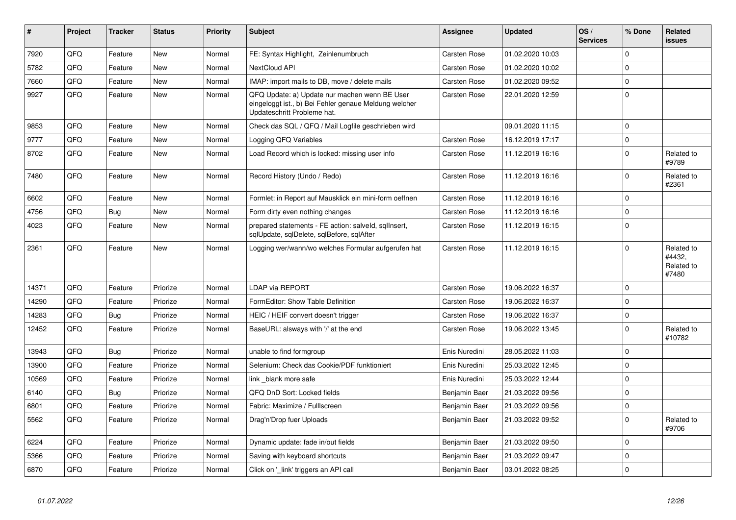| # | Project | Tracker | Status | Priority | Subject | Assignee | Updated | OS / Services | % Done | Related issues |
|---|---|---|---|---|---|---|---|---|---|---|
| 7920 | QFQ | Feature | New | Normal | FE: Syntax Highlight, Zeilenumbruch | Carsten Rose | 01.02.2020 10:03 | | 0 | |
| 5782 | QFQ | Feature | New | Normal | NextCloud API | Carsten Rose | 01.02.2020 10:02 | | 0 | |
| 7660 | QFQ | Feature | New | Normal | IMAP: import mails to DB, move / delete mails | Carsten Rose | 01.02.2020 09:52 | | 0 | |
| 9927 | QFQ | Feature | New | Normal | QFQ Update: a) Update nur machen wenn BE User eingeloggt ist., b) Bei Fehler genaue Meldung welcher Updateschritt Probleme hat. | Carsten Rose | 22.01.2020 12:59 | | 0 | |
| 9853 | QFQ | Feature | New | Normal | Check das SQL / QFQ / Mail Logfile geschrieben wird | | 09.01.2020 11:15 | | 0 | |
| 9777 | QFQ | Feature | New | Normal | Logging QFQ Variables | Carsten Rose | 16.12.2019 17:17 | | 0 | |
| 8702 | QFQ | Feature | New | Normal | Load Record which is locked: missing user info | Carsten Rose | 11.12.2019 16:16 | | 0 | Related to #9789 |
| 7480 | QFQ | Feature | New | Normal | Record History (Undo / Redo) | Carsten Rose | 11.12.2019 16:16 | | 0 | Related to #2361 |
| 6602 | QFQ | Feature | New | Normal | Formlet: in Report auf Mausklick ein mini-form oeffnen | Carsten Rose | 11.12.2019 16:16 | | 0 | |
| 4756 | QFQ | Bug | New | Normal | Form dirty even nothing changes | Carsten Rose | 11.12.2019 16:16 | | 0 | |
| 4023 | QFQ | Feature | New | Normal | prepared statements - FE action: salveld, sqlInsert, sqlUpdate, sqlDelete, sqlBefore, sqlAfter | Carsten Rose | 11.12.2019 16:15 | | 0 | |
| 2361 | QFQ | Feature | New | Normal | Logging wer/wann/wo welches Formular aufgerufen hat | Carsten Rose | 11.12.2019 16:15 | | 0 | Related to #4432, Related to #7480 |
| 14371 | QFQ | Feature | Priorize | Normal | LDAP via REPORT | Carsten Rose | 19.06.2022 16:37 | | 0 | |
| 14290 | QFQ | Feature | Priorize | Normal | FormEditor: Show Table Definition | Carsten Rose | 19.06.2022 16:37 | | 0 | |
| 14283 | QFQ | Bug | Priorize | Normal | HEIC / HEIF convert doesn't trigger | Carsten Rose | 19.06.2022 16:37 | | 0 | |
| 12452 | QFQ | Feature | Priorize | Normal | BaseURL: alsways with '/' at the end | Carsten Rose | 19.06.2022 13:45 | | 0 | Related to #10782 |
| 13943 | QFQ | Bug | Priorize | Normal | unable to find formgroup | Enis Nuredini | 28.05.2022 11:03 | | 0 | |
| 13900 | QFQ | Feature | Priorize | Normal | Selenium: Check das Cookie/PDF funktioniert | Enis Nuredini | 25.03.2022 12:45 | | 0 | |
| 10569 | QFQ | Feature | Priorize | Normal | link _blank more safe | Enis Nuredini | 25.03.2022 12:44 | | 0 | |
| 6140 | QFQ | Bug | Priorize | Normal | QFQ DnD Sort: Locked fields | Benjamin Baer | 21.03.2022 09:56 | | 0 | |
| 6801 | QFQ | Feature | Priorize | Normal | Fabric: Maximize / FullIscreen | Benjamin Baer | 21.03.2022 09:56 | | 0 | |
| 5562 | QFQ | Feature | Priorize | Normal | Drag'n'Drop fuer Uploads | Benjamin Baer | 21.03.2022 09:52 | | 0 | Related to #9706 |
| 6224 | QFQ | Feature | Priorize | Normal | Dynamic update: fade in/out fields | Benjamin Baer | 21.03.2022 09:50 | | 0 | |
| 5366 | QFQ | Feature | Priorize | Normal | Saving with keyboard shortcuts | Benjamin Baer | 21.03.2022 09:47 | | 0 | |
| 6870 | QFQ | Feature | Priorize | Normal | Click on '_link' triggers an API call | Benjamin Baer | 03.01.2022 08:25 | | 0 | |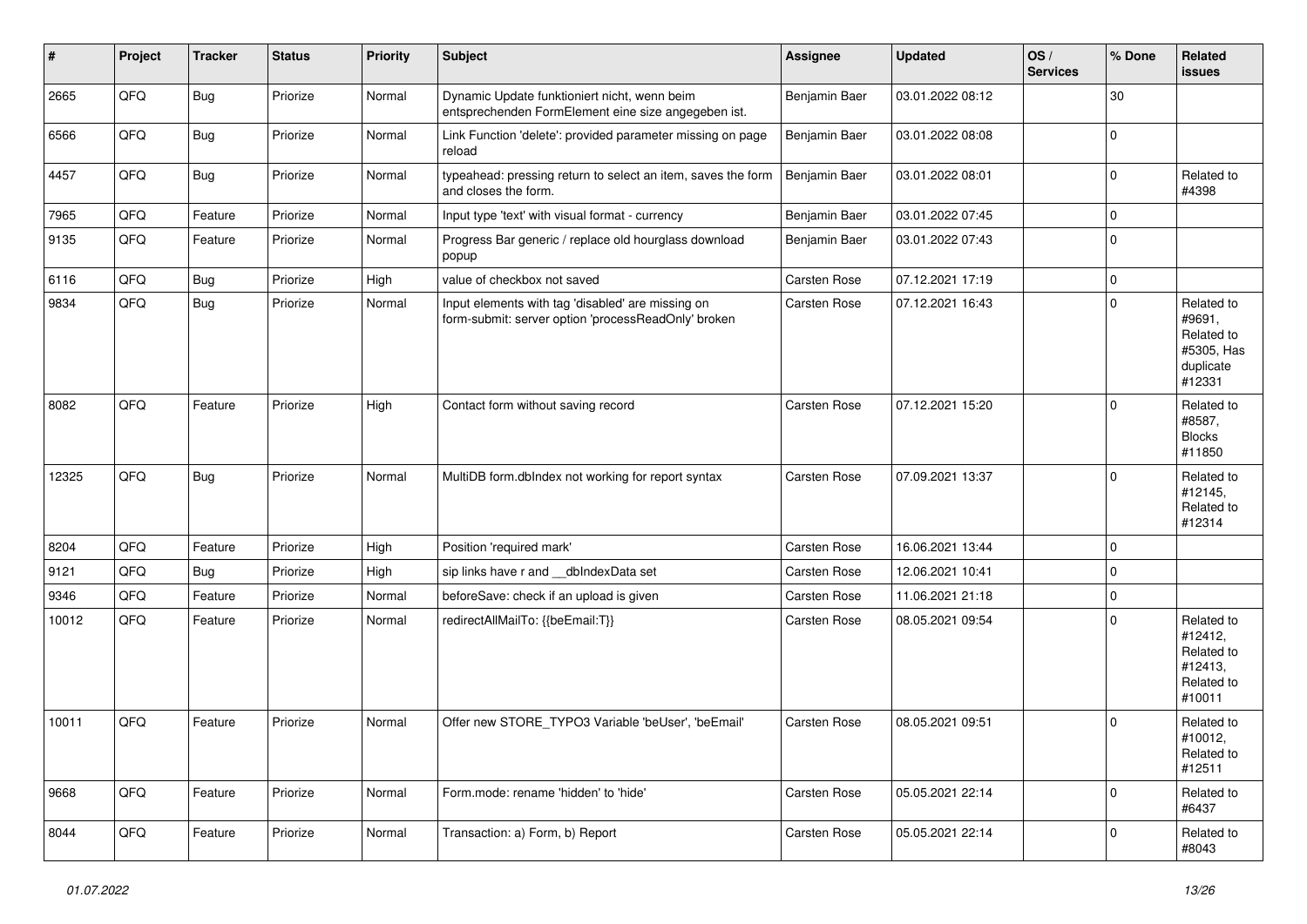| # | Project | Tracker | Status | Priority | Subject | Assignee | Updated | OS / Services | % Done | Related issues |
|---|---|---|---|---|---|---|---|---|---|---|
| 2665 | QFQ | Bug | Priorize | Normal | Dynamic Update funktioniert nicht, wenn beim entsprechenden FormElement eine size angegeben ist. | Benjamin Baer | 03.01.2022 08:12 | | 30 | |
| 6566 | QFQ | Bug | Priorize | Normal | Link Function 'delete': provided parameter missing on page reload | Benjamin Baer | 03.01.2022 08:08 | | 0 | |
| 4457 | QFQ | Bug | Priorize | Normal | typeahead: pressing return to select an item, saves the form and closes the form. | Benjamin Baer | 03.01.2022 08:01 | | 0 | Related to #4398 |
| 7965 | QFQ | Feature | Priorize | Normal | Input type 'text' with visual format - currency | Benjamin Baer | 03.01.2022 07:45 | | 0 | |
| 9135 | QFQ | Feature | Priorize | Normal | Progress Bar generic / replace old hourglass download popup | Benjamin Baer | 03.01.2022 07:43 | | 0 | |
| 6116 | QFQ | Bug | Priorize | High | value of checkbox not saved | Carsten Rose | 07.12.2021 17:19 | | 0 | |
| 9834 | QFQ | Bug | Priorize | Normal | Input elements with tag 'disabled' are missing on form-submit: server option 'processReadOnly' broken | Carsten Rose | 07.12.2021 16:43 | | 0 | Related to #9691, Related to #5305, Has duplicate #12331 |
| 8082 | QFQ | Feature | Priorize | High | Contact form without saving record | Carsten Rose | 07.12.2021 15:20 | | 0 | Related to #8587, Blocks #11850 |
| 12325 | QFQ | Bug | Priorize | Normal | MultiDB form.dbIndex not working for report syntax | Carsten Rose | 07.09.2021 13:37 | | 0 | Related to #12145, Related to #12314 |
| 8204 | QFQ | Feature | Priorize | High | Position 'required mark' | Carsten Rose | 16.06.2021 13:44 | | 0 | |
| 9121 | QFQ | Bug | Priorize | High | sip links have r and __dbIndexData set | Carsten Rose | 12.06.2021 10:41 | | 0 | |
| 9346 | QFQ | Feature | Priorize | Normal | beforeSave: check if an upload is given | Carsten Rose | 11.06.2021 21:18 | | 0 | |
| 10012 | QFQ | Feature | Priorize | Normal | redirectAllMailTo: {{beEmail:T}} | Carsten Rose | 08.05.2021 09:54 | | 0 | Related to #12412, Related to #12413, Related to #10011 |
| 10011 | QFQ | Feature | Priorize | Normal | Offer new STORE_TYPO3 Variable 'beUser', 'beEmail' | Carsten Rose | 08.05.2021 09:51 | | 0 | Related to #10012, Related to #12511 |
| 9668 | QFQ | Feature | Priorize | Normal | Form.mode: rename 'hidden' to 'hide' | Carsten Rose | 05.05.2021 22:14 | | 0 | Related to #6437 |
| 8044 | QFQ | Feature | Priorize | Normal | Transaction: a) Form, b) Report | Carsten Rose | 05.05.2021 22:14 | | 0 | Related to #8043 |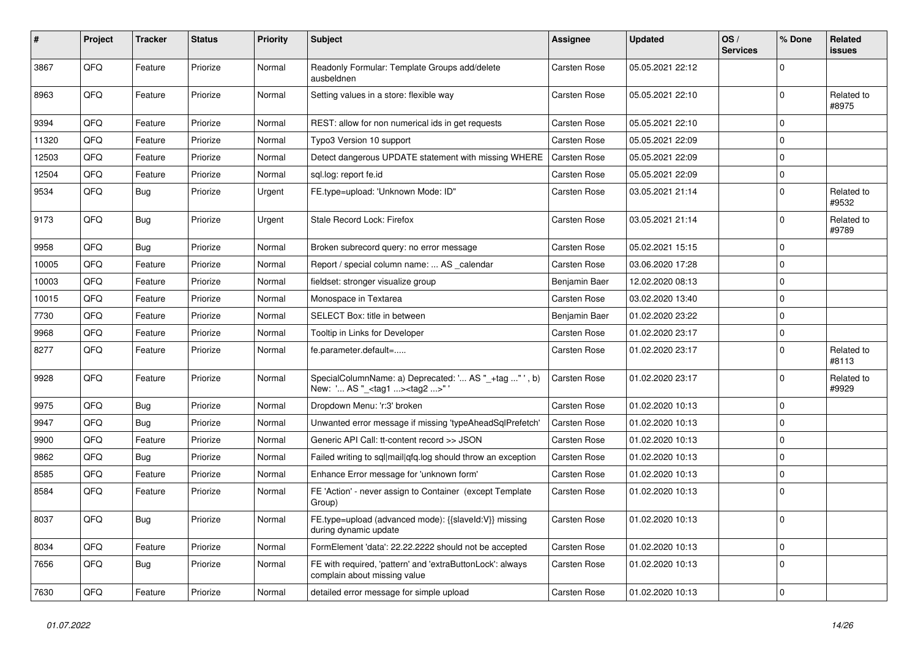| # | Project | Tracker | Status | Priority | Subject | Assignee | Updated | OS / Services | % Done | Related issues |
|---|---|---|---|---|---|---|---|---|---|---|
| 3867 | QFQ | Feature | Priorize | Normal | Readonly Formular: Template Groups add/delete ausbeldnen | Carsten Rose | 05.05.2021 22:12 | | 0 | |
| 8963 | QFQ | Feature | Priorize | Normal | Setting values in a store: flexible way | Carsten Rose | 05.05.2021 22:10 | | 0 | Related to #8975 |
| 9394 | QFQ | Feature | Priorize | Normal | REST: allow for non numerical ids in get requests | Carsten Rose | 05.05.2021 22:10 | | 0 | |
| 11320 | QFQ | Feature | Priorize | Normal | Typo3 Version 10 support | Carsten Rose | 05.05.2021 22:09 | | 0 | |
| 12503 | QFQ | Feature | Priorize | Normal | Detect dangerous UPDATE statement with missing WHERE | Carsten Rose | 05.05.2021 22:09 | | 0 | |
| 12504 | QFQ | Feature | Priorize | Normal | sql.log: report fe.id | Carsten Rose | 05.05.2021 22:09 | | 0 | |
| 9534 | QFQ | Bug | Priorize | Urgent | FE.type=upload: 'Unknown Mode: ID" | Carsten Rose | 03.05.2021 21:14 | | 0 | Related to #9532 |
| 9173 | QFQ | Bug | Priorize | Urgent | Stale Record Lock: Firefox | Carsten Rose | 03.05.2021 21:14 | | 0 | Related to #9789 |
| 9958 | QFQ | Bug | Priorize | Normal | Broken subrecord query: no error message | Carsten Rose | 05.02.2021 15:15 | | 0 | |
| 10005 | QFQ | Feature | Priorize | Normal | Report / special column name: ... AS _calendar | Carsten Rose | 03.06.2020 17:28 | | 0 | |
| 10003 | QFQ | Feature | Priorize | Normal | fieldset: stronger visualize group | Benjamin Baer | 12.02.2020 08:13 | | 0 | |
| 10015 | QFQ | Feature | Priorize | Normal | Monospace in Textarea | Carsten Rose | 03.02.2020 13:40 | | 0 | |
| 7730 | QFQ | Feature | Priorize | Normal | SELECT Box: title in between | Benjamin Baer | 01.02.2020 23:22 | | 0 | |
| 9968 | QFQ | Feature | Priorize | Normal | Tooltip in Links for Developer | Carsten Rose | 01.02.2020 23:17 | | 0 | |
| 8277 | QFQ | Feature | Priorize | Normal | fe.parameter.default=..... | Carsten Rose | 01.02.2020 23:17 | | 0 | Related to #8113 |
| 9928 | QFQ | Feature | Priorize | Normal | SpecialColumnName: a) Deprecated: '... AS "_+tag ..." ', b) New: '... AS "_<tag1 ...><tag2 ...>" ' | Carsten Rose | 01.02.2020 23:17 | | 0 | Related to #9929 |
| 9975 | QFQ | Bug | Priorize | Normal | Dropdown Menu: 'r:3' broken | Carsten Rose | 01.02.2020 10:13 | | 0 | |
| 9947 | QFQ | Bug | Priorize | Normal | Unwanted error message if missing 'typeAheadSqlPrefetch' | Carsten Rose | 01.02.2020 10:13 | | 0 | |
| 9900 | QFQ | Feature | Priorize | Normal | Generic API Call: tt-content record >> JSON | Carsten Rose | 01.02.2020 10:13 | | 0 | |
| 9862 | QFQ | Bug | Priorize | Normal | Failed writing to sql\|mail\|qfq.log should throw an exception | Carsten Rose | 01.02.2020 10:13 | | 0 | |
| 8585 | QFQ | Feature | Priorize | Normal | Enhance Error message for 'unknown form' | Carsten Rose | 01.02.2020 10:13 | | 0 | |
| 8584 | QFQ | Feature | Priorize | Normal | FE 'Action' - never assign to Container (except Template Group) | Carsten Rose | 01.02.2020 10:13 | | 0 | |
| 8037 | QFQ | Bug | Priorize | Normal | FE.type=upload (advanced mode): {{slaveId:V}} missing during dynamic update | Carsten Rose | 01.02.2020 10:13 | | 0 | |
| 8034 | QFQ | Feature | Priorize | Normal | FormElement 'data': 22.22.2222 should not be accepted | Carsten Rose | 01.02.2020 10:13 | | 0 | |
| 7656 | QFQ | Bug | Priorize | Normal | FE with required, 'pattern' and 'extraButtonLock': always complain about missing value | Carsten Rose | 01.02.2020 10:13 | | 0 | |
| 7630 | QFQ | Feature | Priorize | Normal | detailed error message for simple upload | Carsten Rose | 01.02.2020 10:13 | | 0 | |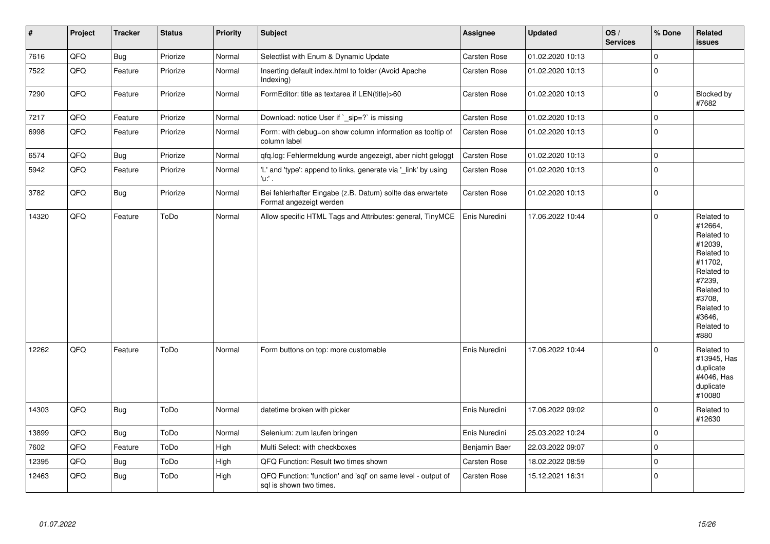| # | Project | Tracker | Status | Priority | Subject | Assignee | Updated | OS / Services | % Done | Related issues |
|---|---|---|---|---|---|---|---|---|---|---|
| 7616 | QFQ | Bug | Priorize | Normal | Selectlist with Enum & Dynamic Update | Carsten Rose | 01.02.2020 10:13 | | 0 | |
| 7522 | QFQ | Feature | Priorize | Normal | Inserting default index.html to folder (Avoid Apache Indexing) | Carsten Rose | 01.02.2020 10:13 | | 0 | |
| 7290 | QFQ | Feature | Priorize | Normal | FormEditor: title as textarea if LEN(title)>60 | Carsten Rose | 01.02.2020 10:13 | | 0 | Blocked by #7682 |
| 7217 | QFQ | Feature | Priorize | Normal | Download: notice User if `_sip=?` is missing | Carsten Rose | 01.02.2020 10:13 | | 0 | |
| 6998 | QFQ | Feature | Priorize | Normal | Form: with debug=on show column information as tooltip of column label | Carsten Rose | 01.02.2020 10:13 | | 0 | |
| 6574 | QFQ | Bug | Priorize | Normal | qfq.log: Fehlermeldung wurde angezeigt, aber nicht geloggt | Carsten Rose | 01.02.2020 10:13 | | 0 | |
| 5942 | QFQ | Feature | Priorize | Normal | 'L' and 'type': append to links, generate via '_link' by using 'u:' . | Carsten Rose | 01.02.2020 10:13 | | 0 | |
| 3782 | QFQ | Bug | Priorize | Normal | Bei fehlerhafter Eingabe (z.B. Datum) sollte das erwartete Format angezeigt werden | Carsten Rose | 01.02.2020 10:13 | | 0 | |
| 14320 | QFQ | Feature | ToDo | Normal | Allow specific HTML Tags and Attributes: general, TinyMCE | Enis Nuredini | 17.06.2022 10:44 | | 0 | Related to #12664, Related to #12039, Related to #11702, Related to #7239, Related to #3708, Related to #3646, Related to #880 |
| 12262 | QFQ | Feature | ToDo | Normal | Form buttons on top: more customable | Enis Nuredini | 17.06.2022 10:44 | | 0 | Related to #13945, Has duplicate #4046, Has duplicate #10080 |
| 14303 | QFQ | Bug | ToDo | Normal | datetime broken with picker | Enis Nuredini | 17.06.2022 09:02 | | 0 | Related to #12630 |
| 13899 | QFQ | Bug | ToDo | Normal | Selenium: zum laufen bringen | Enis Nuredini | 25.03.2022 10:24 | | 0 | |
| 7602 | QFQ | Feature | ToDo | High | Multi Select: with checkboxes | Benjamin Baer | 22.03.2022 09:07 | | 0 | |
| 12395 | QFQ | Bug | ToDo | High | QFQ Function: Result two times shown | Carsten Rose | 18.02.2022 08:59 | | 0 | |
| 12463 | QFQ | Bug | ToDo | High | QFQ Function: 'function' and 'sql' on same level - output of sql is shown two times. | Carsten Rose | 15.12.2021 16:31 | | 0 | |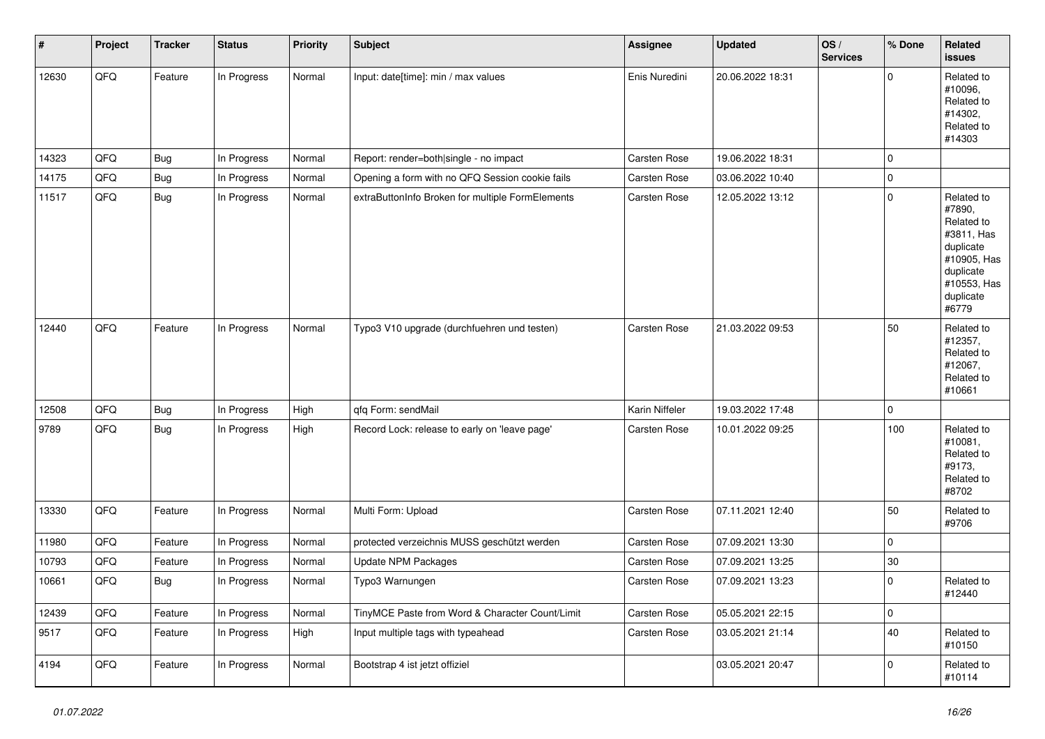| # | Project | Tracker | Status | Priority | Subject | Assignee | Updated | OS / Services | % Done | Related issues |
|---|---|---|---|---|---|---|---|---|---|---|
| 12630 | QFQ | Feature | In Progress | Normal | Input: date[time]: min / max values | Enis Nuredini | 20.06.2022 18:31 | | 0 | Related to #10096, Related to #14302, Related to #14303 |
| 14323 | QFQ | Bug | In Progress | Normal | Report: render=both\|single - no impact | Carsten Rose | 19.06.2022 18:31 | | 0 | |
| 14175 | QFQ | Bug | In Progress | Normal | Opening a form with no QFQ Session cookie fails | Carsten Rose | 03.06.2022 10:40 | | 0 | |
| 11517 | QFQ | Bug | In Progress | Normal | extraButtonInfo Broken for multiple FormElements | Carsten Rose | 12.05.2022 13:12 | | 0 | Related to #7890, Related to #3811, Has duplicate #10905, Has duplicate #10553, Has duplicate #6779 |
| 12440 | QFQ | Feature | In Progress | Normal | Typo3 V10 upgrade (durchfuehren und testen) | Carsten Rose | 21.03.2022 09:53 | | 50 | Related to #12357, Related to #12067, Related to #10661 |
| 12508 | QFQ | Bug | In Progress | High | qfq Form: sendMail | Karin Niffeler | 19.03.2022 17:48 | | 0 | |
| 9789 | QFQ | Bug | In Progress | High | Record Lock: release to early on 'leave page' | Carsten Rose | 10.01.2022 09:25 | | 100 | Related to #10081, Related to #9173, Related to #8702 |
| 13330 | QFQ | Feature | In Progress | Normal | Multi Form: Upload | Carsten Rose | 07.11.2021 12:40 | | 50 | Related to #9706 |
| 11980 | QFQ | Feature | In Progress | Normal | protected verzeichnis MUSS geschützt werden | Carsten Rose | 07.09.2021 13:30 | | 0 | |
| 10793 | QFQ | Feature | In Progress | Normal | Update NPM Packages | Carsten Rose | 07.09.2021 13:25 | | 30 | |
| 10661 | QFQ | Bug | In Progress | Normal | Typo3 Warnungen | Carsten Rose | 07.09.2021 13:23 | | 0 | Related to #12440 |
| 12439 | QFQ | Feature | In Progress | Normal | TinyMCE Paste from Word & Character Count/Limit | Carsten Rose | 05.05.2021 22:15 | | 0 | |
| 9517 | QFQ | Feature | In Progress | High | Input multiple tags with typeahead | Carsten Rose | 03.05.2021 21:14 | | 40 | Related to #10150 |
| 4194 | QFQ | Feature | In Progress | Normal | Bootstrap 4 ist jetzt offiziel | | 03.05.2021 20:47 | | 0 | Related to #10114 |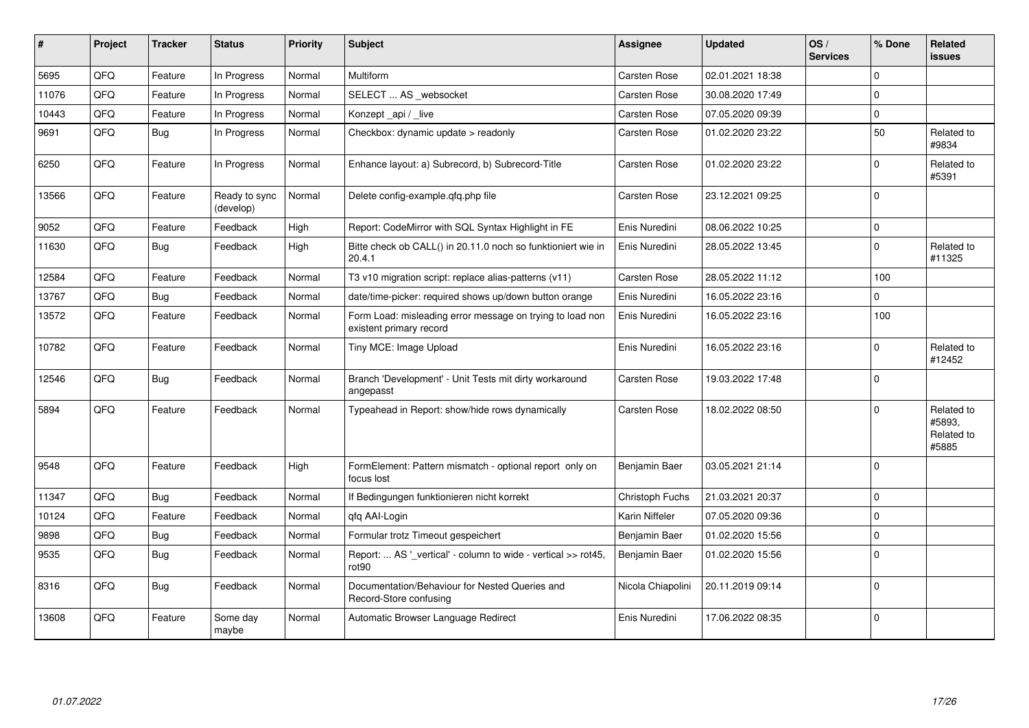| # | Project | Tracker | Status | Priority | Subject | Assignee | Updated | OS / Services | % Done | Related issues |
|---|---|---|---|---|---|---|---|---|---|---|
| 5695 | QFQ | Feature | In Progress | Normal | Multiform | Carsten Rose | 02.01.2021 18:38 | | 0 | |
| 11076 | QFQ | Feature | In Progress | Normal | SELECT ... AS _websocket | Carsten Rose | 30.08.2020 17:49 | | 0 | |
| 10443 | QFQ | Feature | In Progress | Normal | Konzept _api / _live | Carsten Rose | 07.05.2020 09:39 | | 0 | |
| 9691 | QFQ | Bug | In Progress | Normal | Checkbox: dynamic update > readonly | Carsten Rose | 01.02.2020 23:22 | | 50 | Related to #9834 |
| 6250 | QFQ | Feature | In Progress | Normal | Enhance layout: a) Subrecord, b) Subrecord-Title | Carsten Rose | 01.02.2020 23:22 | | 0 | Related to #5391 |
| 13566 | QFQ | Feature | Ready to sync (develop) | Normal | Delete config-example.qfq.php file | Carsten Rose | 23.12.2021 09:25 | | 0 | |
| 9052 | QFQ | Feature | Feedback | High | Report: CodeMirror with SQL Syntax Highlight in FE | Enis Nuredini | 08.06.2022 10:25 | | 0 | |
| 11630 | QFQ | Bug | Feedback | High | Bitte check ob CALL() in 20.11.0 noch so funktioniert wie in 20.4.1 | Enis Nuredini | 28.05.2022 13:45 | | 0 | Related to #11325 |
| 12584 | QFQ | Feature | Feedback | Normal | T3 v10 migration script: replace alias-patterns (v11) | Carsten Rose | 28.05.2022 11:12 | | 100 | |
| 13767 | QFQ | Bug | Feedback | Normal | date/time-picker: required shows up/down button orange | Enis Nuredini | 16.05.2022 23:16 | | 0 | |
| 13572 | QFQ | Feature | Feedback | Normal | Form Load: misleading error message on trying to load non existent primary record | Enis Nuredini | 16.05.2022 23:16 | | 100 | |
| 10782 | QFQ | Feature | Feedback | Normal | Tiny MCE: Image Upload | Enis Nuredini | 16.05.2022 23:16 | | 0 | Related to #12452 |
| 12546 | QFQ | Bug | Feedback | Normal | Branch 'Development' - Unit Tests mit dirty workaround angepasst | Carsten Rose | 19.03.2022 17:48 | | 0 | |
| 5894 | QFQ | Feature | Feedback | Normal | Typeahead in Report: show/hide rows dynamically | Carsten Rose | 18.02.2022 08:50 | | 0 | Related to #5893, Related to #5885 |
| 9548 | QFQ | Feature | Feedback | High | FormElement: Pattern mismatch - optional report only on focus lost | Benjamin Baer | 03.05.2021 21:14 | | 0 | |
| 11347 | QFQ | Bug | Feedback | Normal | If Bedingungen funktionieren nicht korrekt | Christoph Fuchs | 21.03.2021 20:37 | | 0 | |
| 10124 | QFQ | Feature | Feedback | Normal | qfq AAI-Login | Karin Niffeler | 07.05.2020 09:36 | | 0 | |
| 9898 | QFQ | Bug | Feedback | Normal | Formular trotz Timeout gespeichert | Benjamin Baer | 01.02.2020 15:56 | | 0 | |
| 9535 | QFQ | Bug | Feedback | Normal | Report: ... AS '_vertical' - column to wide - vertical >> rot45, rot90 | Benjamin Baer | 01.02.2020 15:56 | | 0 | |
| 8316 | QFQ | Bug | Feedback | Normal | Documentation/Behaviour for Nested Queries and Record-Store confusing | Nicola Chiapolini | 20.11.2019 09:14 | | 0 | |
| 13608 | QFQ | Feature | Some day maybe | Normal | Automatic Browser Language Redirect | Enis Nuredini | 17.06.2022 08:35 | | 0 | |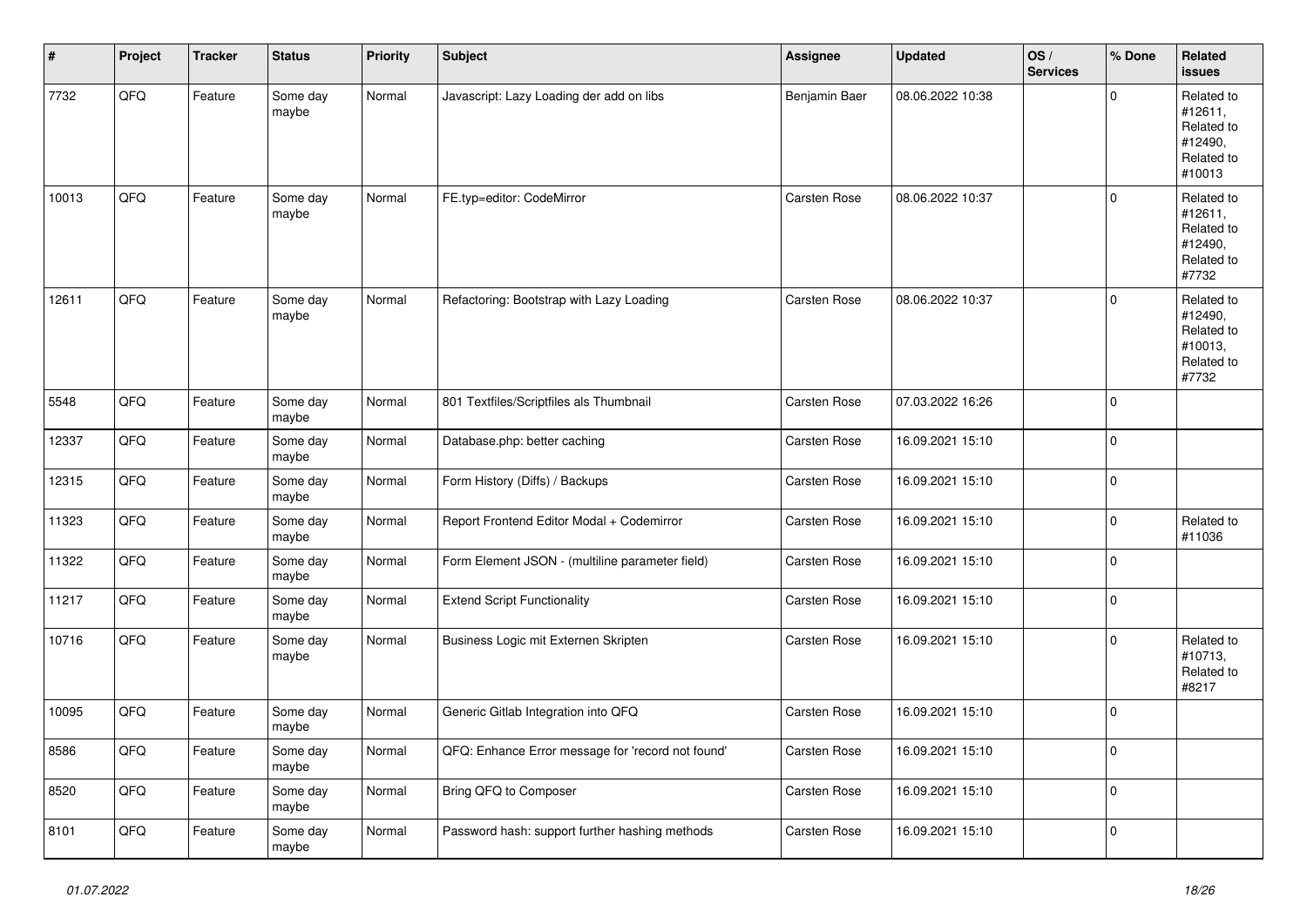| # | Project | Tracker | Status | Priority | Subject | Assignee | Updated | OS / Services | % Done | Related issues |
|---|---|---|---|---|---|---|---|---|---|---|
| 7732 | QFQ | Feature | Some day maybe | Normal | Javascript: Lazy Loading der add on libs | Benjamin Baer | 08.06.2022 10:38 | | 0 | Related to #12611, Related to #12490, Related to #10013 |
| 10013 | QFQ | Feature | Some day maybe | Normal | FE.typ=editor: CodeMirror | Carsten Rose | 08.06.2022 10:37 | | 0 | Related to #12611, Related to #12490, Related to #7732 |
| 12611 | QFQ | Feature | Some day maybe | Normal | Refactoring: Bootstrap with Lazy Loading | Carsten Rose | 08.06.2022 10:37 | | 0 | Related to #12490, Related to #10013, Related to #7732 |
| 5548 | QFQ | Feature | Some day maybe | Normal | 801 Textfiles/Scriptfiles als Thumbnail | Carsten Rose | 07.03.2022 16:26 | | 0 | |
| 12337 | QFQ | Feature | Some day maybe | Normal | Database.php: better caching | Carsten Rose | 16.09.2021 15:10 | | 0 | |
| 12315 | QFQ | Feature | Some day maybe | Normal | Form History (Diffs) / Backups | Carsten Rose | 16.09.2021 15:10 | | 0 | |
| 11323 | QFQ | Feature | Some day maybe | Normal | Report Frontend Editor Modal + Codemirror | Carsten Rose | 16.09.2021 15:10 | | 0 | Related to #11036 |
| 11322 | QFQ | Feature | Some day maybe | Normal | Form Element JSON - (multiline parameter field) | Carsten Rose | 16.09.2021 15:10 | | 0 | |
| 11217 | QFQ | Feature | Some day maybe | Normal | Extend Script Functionality | Carsten Rose | 16.09.2021 15:10 | | 0 | |
| 10716 | QFQ | Feature | Some day maybe | Normal | Business Logic mit Externen Skripten | Carsten Rose | 16.09.2021 15:10 | | 0 | Related to #10713, Related to #8217 |
| 10095 | QFQ | Feature | Some day maybe | Normal | Generic Gitlab Integration into QFQ | Carsten Rose | 16.09.2021 15:10 | | 0 | |
| 8586 | QFQ | Feature | Some day maybe | Normal | QFQ: Enhance Error message for 'record not found' | Carsten Rose | 16.09.2021 15:10 | | 0 | |
| 8520 | QFQ | Feature | Some day maybe | Normal | Bring QFQ to Composer | Carsten Rose | 16.09.2021 15:10 | | 0 | |
| 8101 | QFQ | Feature | Some day maybe | Normal | Password hash: support further hashing methods | Carsten Rose | 16.09.2021 15:10 | | 0 | |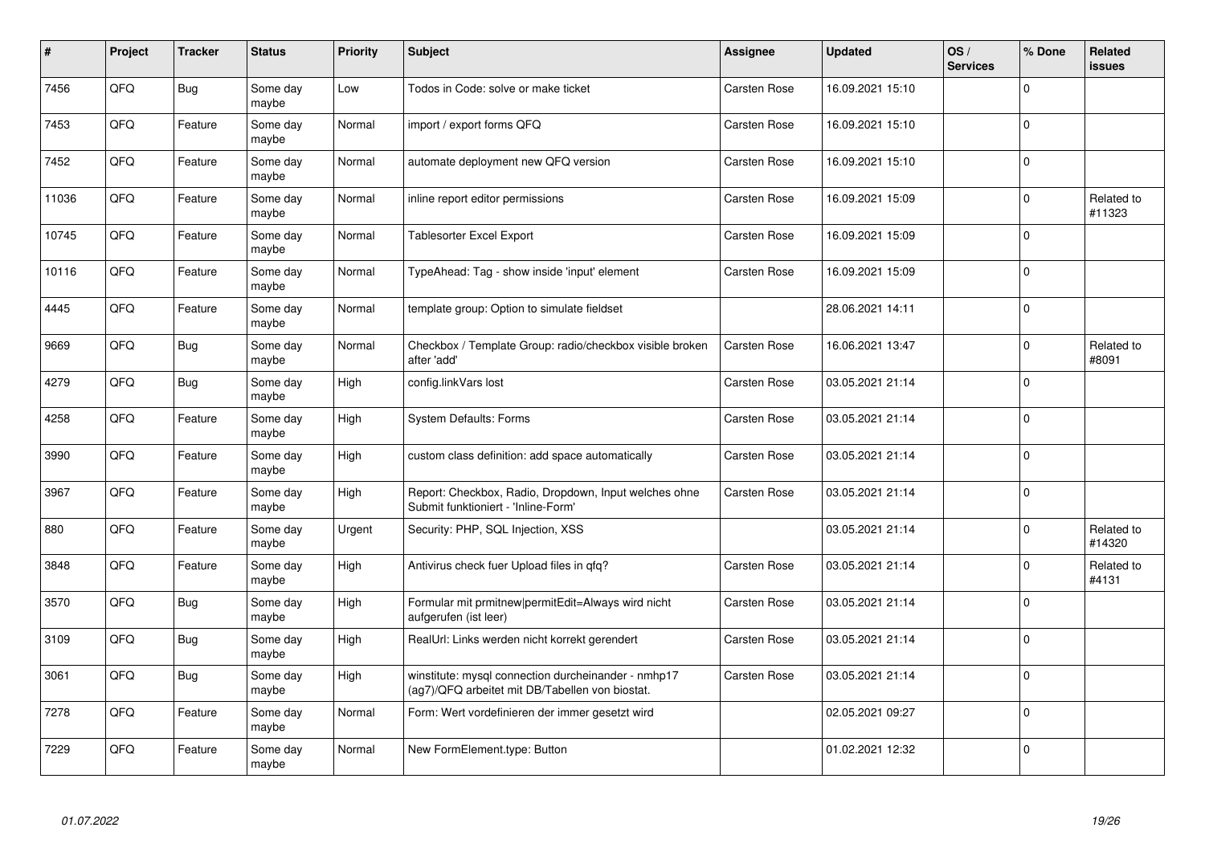| # | Project | Tracker | Status | Priority | Subject | Assignee | Updated | OS / Services | % Done | Related issues |
|---|---|---|---|---|---|---|---|---|---|---|
| 7456 | QFQ | Bug | Some day maybe | Low | Todos in Code: solve or make ticket | Carsten Rose | 16.09.2021 15:10 | | 0 | |
| 7453 | QFQ | Feature | Some day maybe | Normal | import / export forms QFQ | Carsten Rose | 16.09.2021 15:10 | | 0 | |
| 7452 | QFQ | Feature | Some day maybe | Normal | automate deployment new QFQ version | Carsten Rose | 16.09.2021 15:10 | | 0 | |
| 11036 | QFQ | Feature | Some day maybe | Normal | inline report editor permissions | Carsten Rose | 16.09.2021 15:09 | | 0 | Related to #11323 |
| 10745 | QFQ | Feature | Some day maybe | Normal | Tablesorter Excel Export | Carsten Rose | 16.09.2021 15:09 | | 0 | |
| 10116 | QFQ | Feature | Some day maybe | Normal | TypeAhead: Tag - show inside 'input' element | Carsten Rose | 16.09.2021 15:09 | | 0 | |
| 4445 | QFQ | Feature | Some day maybe | Normal | template group: Option to simulate fieldset | | 28.06.2021 14:11 | | 0 | |
| 9669 | QFQ | Bug | Some day maybe | Normal | Checkbox / Template Group: radio/checkbox visible broken after 'add' | Carsten Rose | 16.06.2021 13:47 | | 0 | Related to #8091 |
| 4279 | QFQ | Bug | Some day maybe | High | config.linkVars lost | Carsten Rose | 03.05.2021 21:14 | | 0 | |
| 4258 | QFQ | Feature | Some day maybe | High | System Defaults: Forms | Carsten Rose | 03.05.2021 21:14 | | 0 | |
| 3990 | QFQ | Feature | Some day maybe | High | custom class definition: add space automatically | Carsten Rose | 03.05.2021 21:14 | | 0 | |
| 3967 | QFQ | Feature | Some day maybe | High | Report: Checkbox, Radio, Dropdown, Input welches ohne Submit funktioniert - 'Inline-Form' | Carsten Rose | 03.05.2021 21:14 | | 0 | |
| 880 | QFQ | Feature | Some day maybe | Urgent | Security: PHP, SQL Injection, XSS | | 03.05.2021 21:14 | | 0 | Related to #14320 |
| 3848 | QFQ | Feature | Some day maybe | High | Antivirus check fuer Upload files in qfq? | Carsten Rose | 03.05.2021 21:14 | | 0 | Related to #4131 |
| 3570 | QFQ | Bug | Some day maybe | High | Formular mit prmitnew\|permitEdit=Always wird nicht aufgerufen (ist leer) | Carsten Rose | 03.05.2021 21:14 | | 0 | |
| 3109 | QFQ | Bug | Some day maybe | High | RealUrl: Links werden nicht korrekt gerendert | Carsten Rose | 03.05.2021 21:14 | | 0 | |
| 3061 | QFQ | Bug | Some day maybe | High | winstitute: mysql connection durcheinander - nmhp17 (ag7)/QFQ arbeitet mit DB/Tabellen von biostat. | Carsten Rose | 03.05.2021 21:14 | | 0 | |
| 7278 | QFQ | Feature | Some day maybe | Normal | Form: Wert vordefinieren der immer gesetzt wird | | 02.05.2021 09:27 | | 0 | |
| 7229 | QFQ | Feature | Some day maybe | Normal | New FormElement.type: Button | | 01.02.2021 12:32 | | 0 | |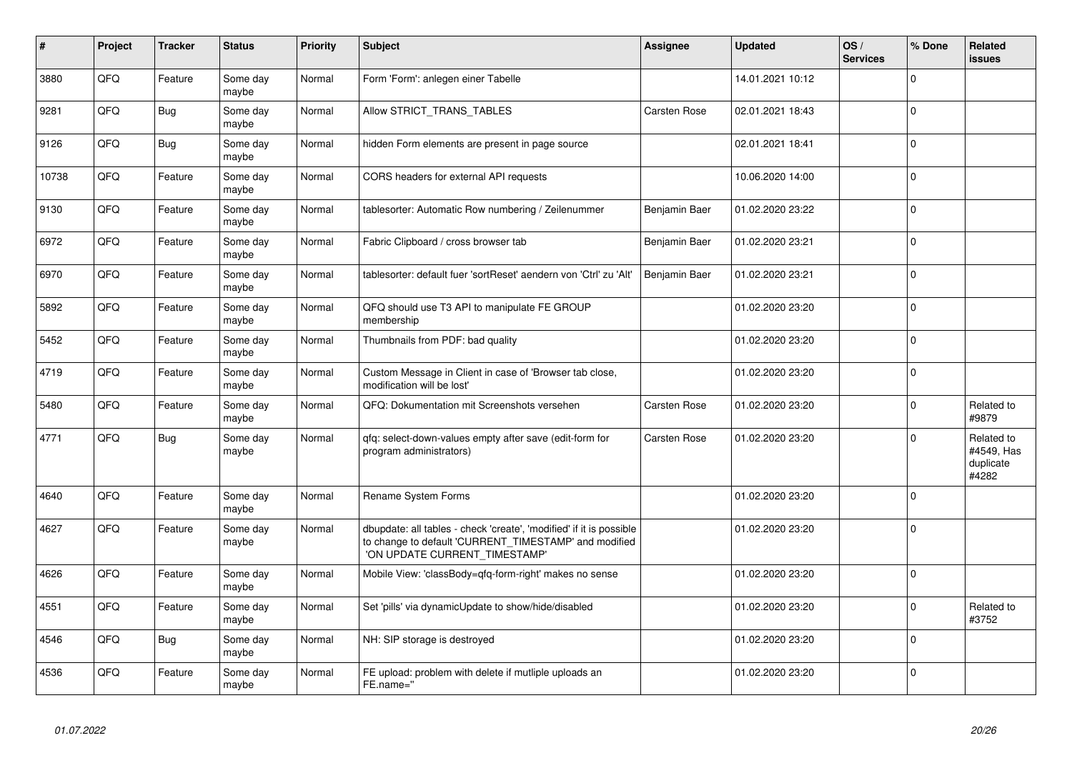| # | Project | Tracker | Status | Priority | Subject | Assignee | Updated | OS / Services | % Done | Related issues |
|---|---|---|---|---|---|---|---|---|---|---|
| 3880 | QFQ | Feature | Some day maybe | Normal | Form 'Form': anlegen einer Tabelle | | 14.01.2021 10:12 | | 0 | |
| 9281 | QFQ | Bug | Some day maybe | Normal | Allow STRICT_TRANS_TABLES | Carsten Rose | 02.01.2021 18:43 | | 0 | |
| 9126 | QFQ | Bug | Some day maybe | Normal | hidden Form elements are present in page source | | 02.01.2021 18:41 | | 0 | |
| 10738 | QFQ | Feature | Some day maybe | Normal | CORS headers for external API requests | | 10.06.2020 14:00 | | 0 | |
| 9130 | QFQ | Feature | Some day maybe | Normal | tablesorter: Automatic Row numbering / Zeilenummer | Benjamin Baer | 01.02.2020 23:22 | | 0 | |
| 6972 | QFQ | Feature | Some day maybe | Normal | Fabric Clipboard / cross browser tab | Benjamin Baer | 01.02.2020 23:21 | | 0 | |
| 6970 | QFQ | Feature | Some day maybe | Normal | tablesorter: default fuer 'sortReset' aendern von 'Ctrl' zu 'Alt' | Benjamin Baer | 01.02.2020 23:21 | | 0 | |
| 5892 | QFQ | Feature | Some day maybe | Normal | QFQ should use T3 API to manipulate FE GROUP membership | | 01.02.2020 23:20 | | 0 | |
| 5452 | QFQ | Feature | Some day maybe | Normal | Thumbnails from PDF: bad quality | | 01.02.2020 23:20 | | 0 | |
| 4719 | QFQ | Feature | Some day maybe | Normal | Custom Message in Client in case of 'Browser tab close, modification will be lost' | | 01.02.2020 23:20 | | 0 | |
| 5480 | QFQ | Feature | Some day maybe | Normal | QFQ: Dokumentation mit Screenshots versehen | Carsten Rose | 01.02.2020 23:20 | | 0 | Related to #9879 |
| 4771 | QFQ | Bug | Some day maybe | Normal | qfq: select-down-values empty after save (edit-form for program administrators) | Carsten Rose | 01.02.2020 23:20 | | 0 | Related to #4549, Has duplicate #4282 |
| 4640 | QFQ | Feature | Some day maybe | Normal | Rename System Forms | | 01.02.2020 23:20 | | 0 | |
| 4627 | QFQ | Feature | Some day maybe | Normal | dbupdate: all tables - check 'create', 'modified' if it is possible to change to default 'CURRENT_TIMESTAMP' and modified 'ON UPDATE CURRENT_TIMESTAMP' | | 01.02.2020 23:20 | | 0 | |
| 4626 | QFQ | Feature | Some day maybe | Normal | Mobile View: 'classBody=qfq-form-right' makes no sense | | 01.02.2020 23:20 | | 0 | |
| 4551 | QFQ | Feature | Some day maybe | Normal | Set 'pills' via dynamicUpdate to show/hide/disabled | | 01.02.2020 23:20 | | 0 | Related to #3752 |
| 4546 | QFQ | Bug | Some day maybe | Normal | NH: SIP storage is destroyed | | 01.02.2020 23:20 | | 0 | |
| 4536 | QFQ | Feature | Some day maybe | Normal | FE upload: problem with delete if mutliple uploads an FE.name='' | | 01.02.2020 23:20 | | 0 | |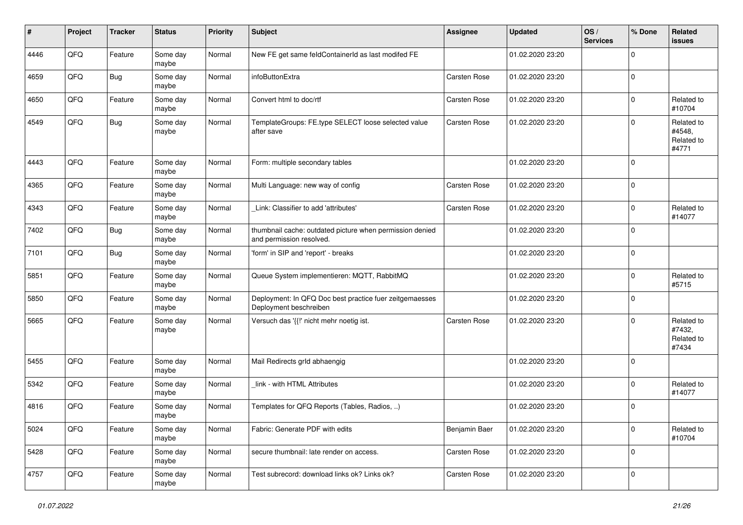| # | Project | Tracker | Status | Priority | Subject | Assignee | Updated | OS / Services | % Done | Related issues |
|---|---|---|---|---|---|---|---|---|---|---|
| 4446 | QFQ | Feature | Some day maybe | Normal | New FE get same feldContainerId as last modifed FE | | 01.02.2020 23:20 | | 0 | |
| 4659 | QFQ | Bug | Some day maybe | Normal | infoButtonExtra | Carsten Rose | 01.02.2020 23:20 | | 0 | |
| 4650 | QFQ | Feature | Some day maybe | Normal | Convert html to doc/rtf | Carsten Rose | 01.02.2020 23:20 | | 0 | Related to #10704 |
| 4549 | QFQ | Bug | Some day maybe | Normal | TemplateGroups: FE.type SELECT loose selected value after save | Carsten Rose | 01.02.2020 23:20 | | 0 | Related to #4548, Related to #4771 |
| 4443 | QFQ | Feature | Some day maybe | Normal | Form: multiple secondary tables | | 01.02.2020 23:20 | | 0 | |
| 4365 | QFQ | Feature | Some day maybe | Normal | Multi Language: new way of config | Carsten Rose | 01.02.2020 23:20 | | 0 | |
| 4343 | QFQ | Feature | Some day maybe | Normal | _Link: Classifier to add 'attributes' | Carsten Rose | 01.02.2020 23:20 | | 0 | Related to #14077 |
| 7402 | QFQ | Bug | Some day maybe | Normal | thumbnail cache: outdated picture when permission denied and permission resolved. | | 01.02.2020 23:20 | | 0 | |
| 7101 | QFQ | Bug | Some day maybe | Normal | 'form' in SIP and 'report' - breaks | | 01.02.2020 23:20 | | 0 | |
| 5851 | QFQ | Feature | Some day maybe | Normal | Queue System implementieren: MQTT, RabbitMQ | | 01.02.2020 23:20 | | 0 | Related to #5715 |
| 5850 | QFQ | Feature | Some day maybe | Normal | Deployment: In QFQ Doc best practice fuer zeitgemaesses Deployment beschreiben | | 01.02.2020 23:20 | | 0 | |
| 5665 | QFQ | Feature | Some day maybe | Normal | Versuch das '{{!' nicht mehr noetig ist. | Carsten Rose | 01.02.2020 23:20 | | 0 | Related to #7432, Related to #7434 |
| 5455 | QFQ | Feature | Some day maybe | Normal | Mail Redirects grId abhaengig | | 01.02.2020 23:20 | | 0 | |
| 5342 | QFQ | Feature | Some day maybe | Normal | _link - with HTML Attributes | | 01.02.2020 23:20 | | 0 | Related to #14077 |
| 4816 | QFQ | Feature | Some day maybe | Normal | Templates for QFQ Reports (Tables, Radios, ..) | | 01.02.2020 23:20 | | 0 | |
| 5024 | QFQ | Feature | Some day maybe | Normal | Fabric: Generate PDF with edits | Benjamin Baer | 01.02.2020 23:20 | | 0 | Related to #10704 |
| 5428 | QFQ | Feature | Some day maybe | Normal | secure thumbnail: late render on access. | Carsten Rose | 01.02.2020 23:20 | | 0 | |
| 4757 | QFQ | Feature | Some day maybe | Normal | Test subrecord: download links ok? Links ok? | Carsten Rose | 01.02.2020 23:20 | | 0 | |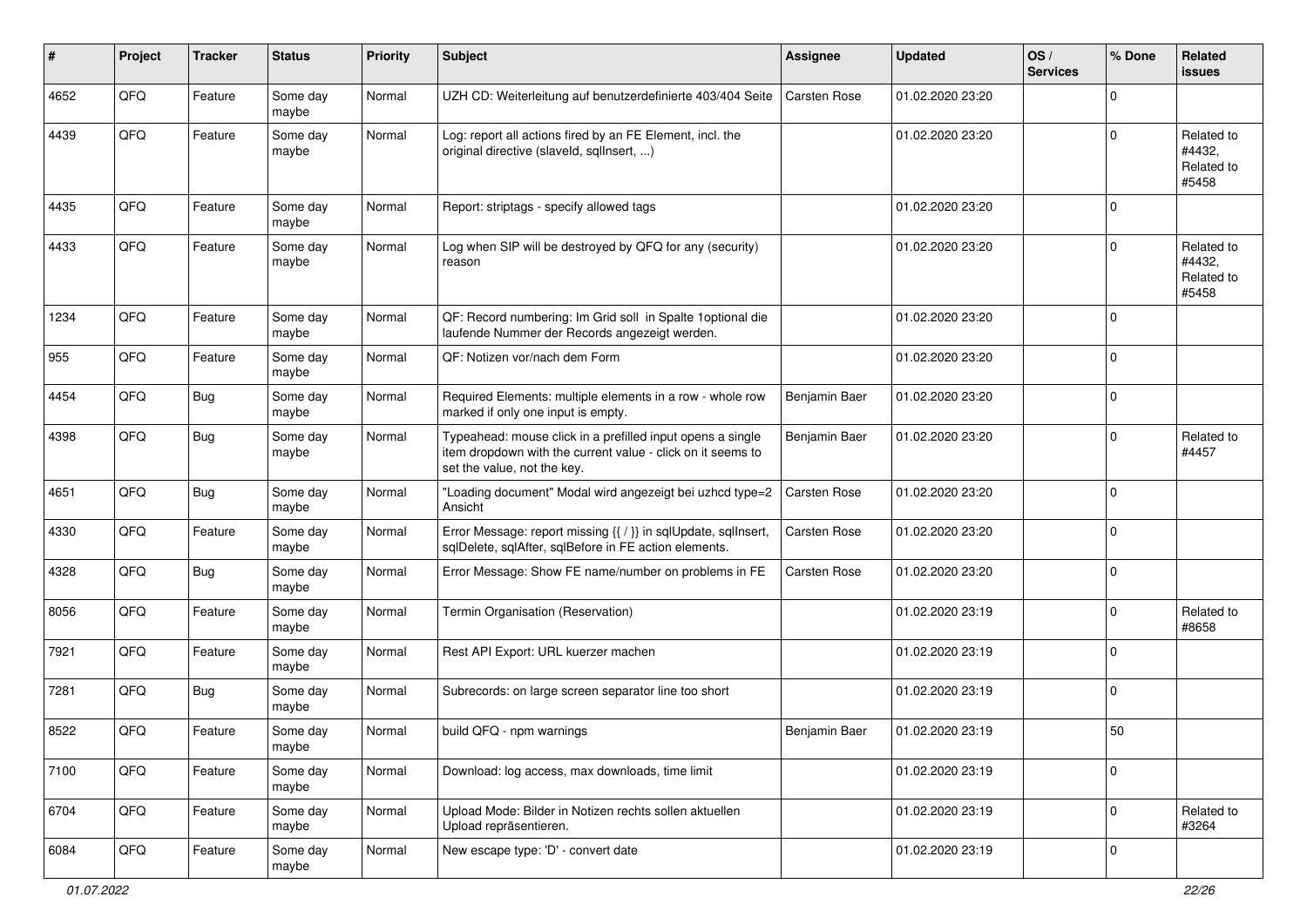| # | Project | Tracker | Status | Priority | Subject | Assignee | Updated | OS / Services | % Done | Related issues |
|---|---|---|---|---|---|---|---|---|---|---|
| 4652 | QFQ | Feature | Some day maybe | Normal | UZH CD: Weiterleitung auf benutzerdefinierte 403/404 Seite | Carsten Rose | 01.02.2020 23:20 | | 0 | |
| 4439 | QFQ | Feature | Some day maybe | Normal | Log: report all actions fired by an FE Element, incl. the original directive (slaveId, sqlInsert, ...) | | 01.02.2020 23:20 | | 0 | Related to #4432, Related to #5458 |
| 4435 | QFQ | Feature | Some day maybe | Normal | Report: striptags - specify allowed tags | | 01.02.2020 23:20 | | 0 | |
| 4433 | QFQ | Feature | Some day maybe | Normal | Log when SIP will be destroyed by QFQ for any (security) reason | | 01.02.2020 23:20 | | 0 | Related to #4432, Related to #5458 |
| 1234 | QFQ | Feature | Some day maybe | Normal | QF: Record numbering: Im Grid soll in Spalte 1optional die laufende Nummer der Records angezeigt werden. | | 01.02.2020 23:20 | | 0 | |
| 955 | QFQ | Feature | Some day maybe | Normal | QF: Notizen vor/nach dem Form | | 01.02.2020 23:20 | | 0 | |
| 4454 | QFQ | Bug | Some day maybe | Normal | Required Elements: multiple elements in a row - whole row marked if only one input is empty. | Benjamin Baer | 01.02.2020 23:20 | | 0 | |
| 4398 | QFQ | Bug | Some day maybe | Normal | Typeahead: mouse click in a prefilled input opens a single item dropdown with the current value - click on it seems to set the value, not the key. | Benjamin Baer | 01.02.2020 23:20 | | 0 | Related to #4457 |
| 4651 | QFQ | Bug | Some day maybe | Normal | "Loading document" Modal wird angezeigt bei uzhcd type=2 Ansicht | Carsten Rose | 01.02.2020 23:20 | | 0 | |
| 4330 | QFQ | Feature | Some day maybe | Normal | Error Message: report missing {{ / }} in sqlUpdate, sqlInsert, sqlDelete, sqlAfter, sqlBefore in FE action elements. | Carsten Rose | 01.02.2020 23:20 | | 0 | |
| 4328 | QFQ | Bug | Some day maybe | Normal | Error Message: Show FE name/number on problems in FE | Carsten Rose | 01.02.2020 23:20 | | 0 | |
| 8056 | QFQ | Feature | Some day maybe | Normal | Termin Organisation (Reservation) | | 01.02.2020 23:19 | | 0 | Related to #8658 |
| 7921 | QFQ | Feature | Some day maybe | Normal | Rest API Export: URL kuerzer machen | | 01.02.2020 23:19 | | 0 | |
| 7281 | QFQ | Bug | Some day maybe | Normal | Subrecords: on large screen separator line too short | | 01.02.2020 23:19 | | 0 | |
| 8522 | QFQ | Feature | Some day maybe | Normal | build QFQ - npm warnings | Benjamin Baer | 01.02.2020 23:19 | | 50 | |
| 7100 | QFQ | Feature | Some day maybe | Normal | Download: log access, max downloads, time limit | | 01.02.2020 23:19 | | 0 | |
| 6704 | QFQ | Feature | Some day maybe | Normal | Upload Mode: Bilder in Notizen rechts sollen aktuellen Upload repräsentieren. | | 01.02.2020 23:19 | | 0 | Related to #3264 |
| 6084 | QFQ | Feature | Some day maybe | Normal | New escape type: 'D' - convert date | | 01.02.2020 23:19 | | 0 | |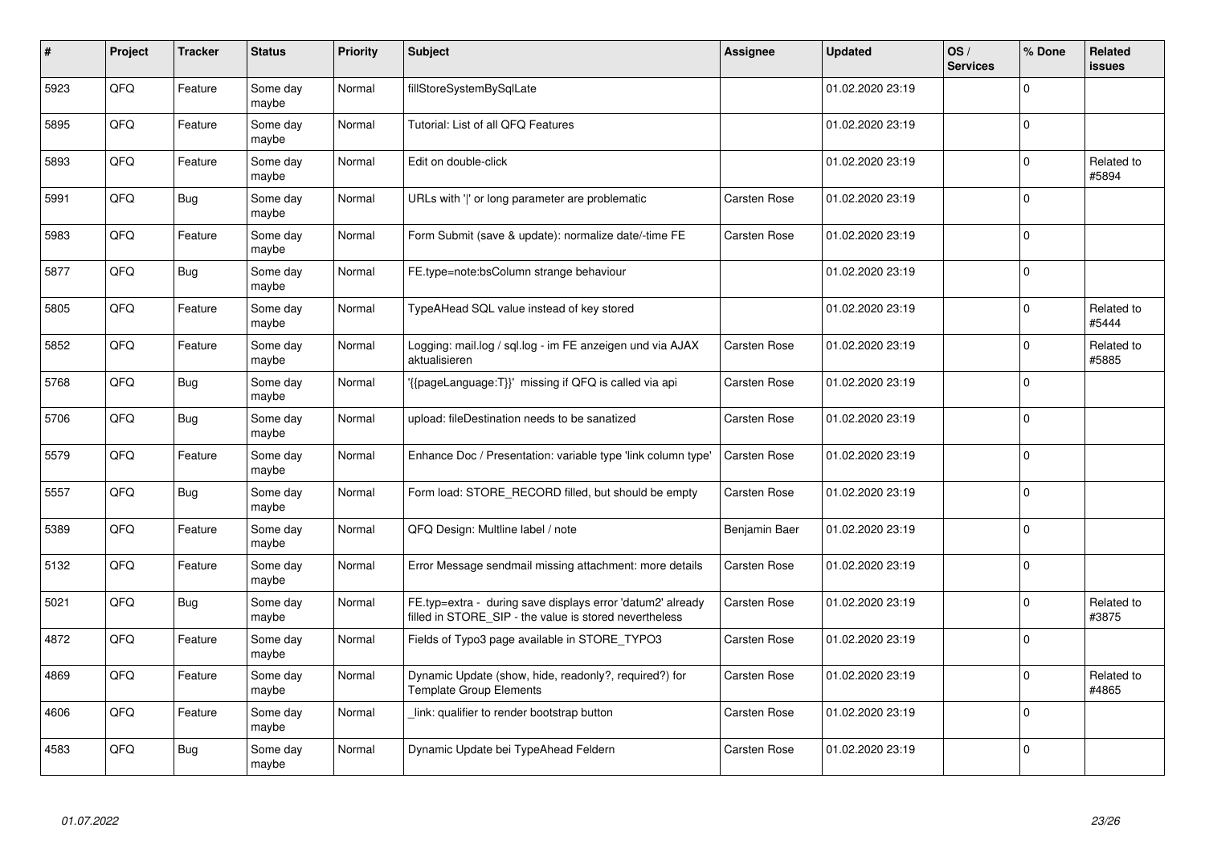| # | Project | Tracker | Status | Priority | Subject | Assignee | Updated | OS / Services | % Done | Related issues |
|---|---|---|---|---|---|---|---|---|---|---|
| 5923 | QFQ | Feature | Some day maybe | Normal | fillStoreSystemBySqlLate | | 01.02.2020 23:19 | | 0 | |
| 5895 | QFQ | Feature | Some day maybe | Normal | Tutorial: List of all QFQ Features | | 01.02.2020 23:19 | | 0 | |
| 5893 | QFQ | Feature | Some day maybe | Normal | Edit on double-click | | 01.02.2020 23:19 | | 0 | Related to #5894 |
| 5991 | QFQ | Bug | Some day maybe | Normal | URLs with '&#124;' or long parameter are problematic | Carsten Rose | 01.02.2020 23:19 | | 0 | |
| 5983 | QFQ | Feature | Some day maybe | Normal | Form Submit (save & update): normalize date/-time FE | Carsten Rose | 01.02.2020 23:19 | | 0 | |
| 5877 | QFQ | Bug | Some day maybe | Normal | FE.type=note:bsColumn strange behaviour | | 01.02.2020 23:19 | | 0 | |
| 5805 | QFQ | Feature | Some day maybe | Normal | TypeAHead SQL value instead of key stored | | 01.02.2020 23:19 | | 0 | Related to #5444 |
| 5852 | QFQ | Feature | Some day maybe | Normal | Logging: mail.log / sql.log - im FE anzeigen und via AJAX aktualisieren | Carsten Rose | 01.02.2020 23:19 | | 0 | Related to #5885 |
| 5768 | QFQ | Bug | Some day maybe | Normal | '{{pageLanguage:T}}' missing if QFQ is called via api | Carsten Rose | 01.02.2020 23:19 | | 0 | |
| 5706 | QFQ | Bug | Some day maybe | Normal | upload: fileDestination needs to be sanatized | Carsten Rose | 01.02.2020 23:19 | | 0 | |
| 5579 | QFQ | Feature | Some day maybe | Normal | Enhance Doc / Presentation: variable type 'link column type' | Carsten Rose | 01.02.2020 23:19 | | 0 | |
| 5557 | QFQ | Bug | Some day maybe | Normal | Form load: STORE_RECORD filled, but should be empty | Carsten Rose | 01.02.2020 23:19 | | 0 | |
| 5389 | QFQ | Feature | Some day maybe | Normal | QFQ Design: Multline label / note | Benjamin Baer | 01.02.2020 23:19 | | 0 | |
| 5132 | QFQ | Feature | Some day maybe | Normal | Error Message sendmail missing attachment: more details | Carsten Rose | 01.02.2020 23:19 | | 0 | |
| 5021 | QFQ | Bug | Some day maybe | Normal | FE.typ=extra - during save displays error 'datum2' already filled in STORE_SIP - the value is stored nevertheless | Carsten Rose | 01.02.2020 23:19 | | 0 | Related to #3875 |
| 4872 | QFQ | Feature | Some day maybe | Normal | Fields of Typo3 page available in STORE_TYPO3 | Carsten Rose | 01.02.2020 23:19 | | 0 | |
| 4869 | QFQ | Feature | Some day maybe | Normal | Dynamic Update (show, hide, readonly?, required?) for Template Group Elements | Carsten Rose | 01.02.2020 23:19 | | 0 | Related to #4865 |
| 4606 | QFQ | Feature | Some day maybe | Normal | _link: qualifier to render bootstrap button | Carsten Rose | 01.02.2020 23:19 | | 0 | |
| 4583 | QFQ | Bug | Some day maybe | Normal | Dynamic Update bei TypeAhead Feldern | Carsten Rose | 01.02.2020 23:19 | | 0 | |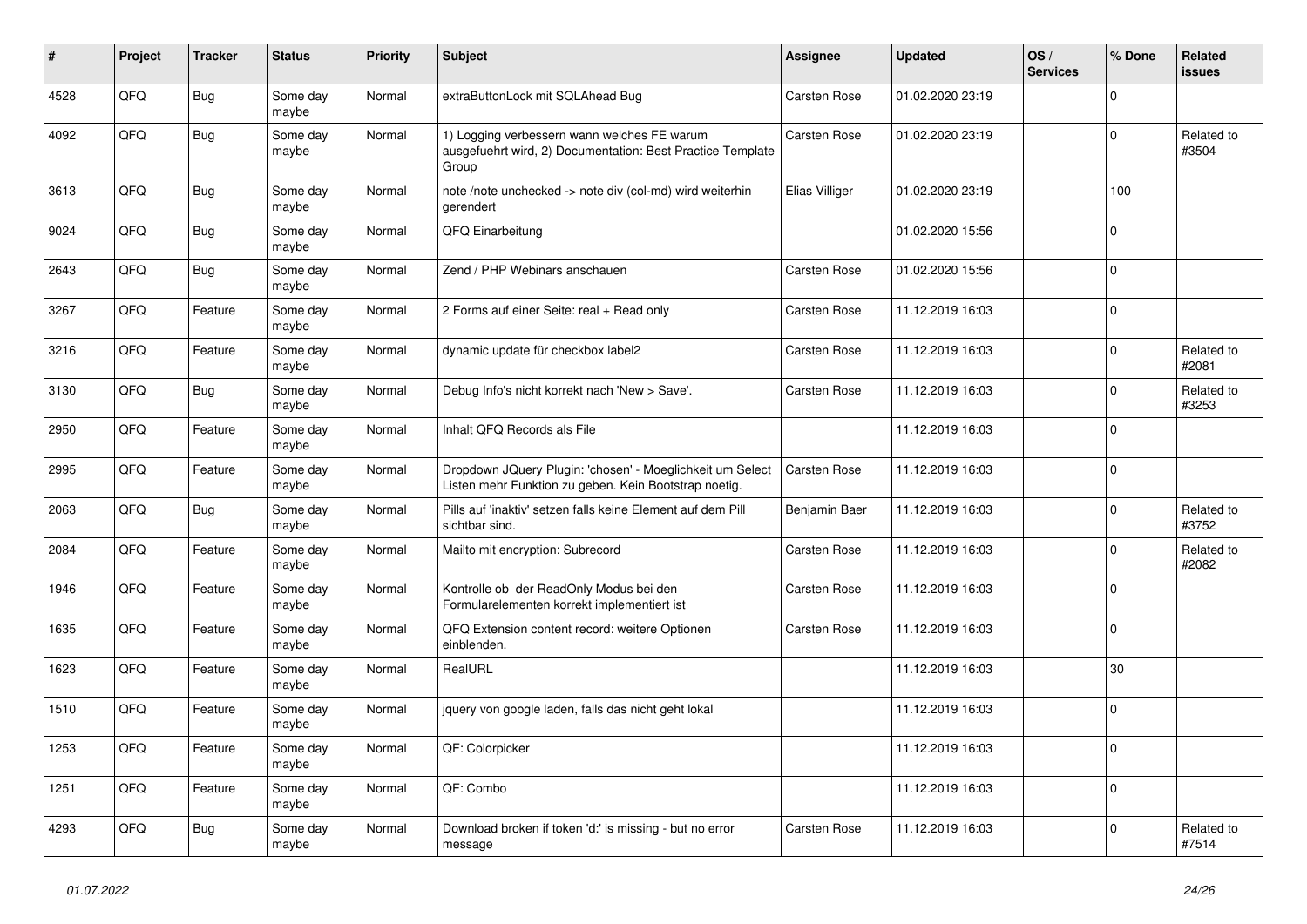| # | Project | Tracker | Status | Priority | Subject | Assignee | Updated | OS / Services | % Done | Related issues |
|---|---|---|---|---|---|---|---|---|---|---|
| 4528 | QFQ | Bug | Some day maybe | Normal | extraButtonLock mit SQLAhead Bug | Carsten Rose | 01.02.2020 23:19 | | 0 | |
| 4092 | QFQ | Bug | Some day maybe | Normal | 1) Logging verbessern wann welches FE warum ausgefuehrt wird, 2) Documentation: Best Practice Template Group | Carsten Rose | 01.02.2020 23:19 | | 0 | Related to #3504 |
| 3613 | QFQ | Bug | Some day maybe | Normal | note /note unchecked -> note div (col-md) wird weiterhin gerendert | Elias Villiger | 01.02.2020 23:19 | | 100 | |
| 9024 | QFQ | Bug | Some day maybe | Normal | QFQ Einarbeitung | | 01.02.2020 15:56 | | 0 | |
| 2643 | QFQ | Bug | Some day maybe | Normal | Zend / PHP Webinars anschauen | Carsten Rose | 01.02.2020 15:56 | | 0 | |
| 3267 | QFQ | Feature | Some day maybe | Normal | 2 Forms auf einer Seite: real + Read only | Carsten Rose | 11.12.2019 16:03 | | 0 | |
| 3216 | QFQ | Feature | Some day maybe | Normal | dynamic update für checkbox label2 | Carsten Rose | 11.12.2019 16:03 | | 0 | Related to #2081 |
| 3130 | QFQ | Bug | Some day maybe | Normal | Debug Info's nicht korrekt nach 'New > Save'. | Carsten Rose | 11.12.2019 16:03 | | 0 | Related to #3253 |
| 2950 | QFQ | Feature | Some day maybe | Normal | Inhalt QFQ Records als File | | 11.12.2019 16:03 | | 0 | |
| 2995 | QFQ | Feature | Some day maybe | Normal | Dropdown JQuery Plugin: 'chosen' - Moeglichkeit um Select Listen mehr Funktion zu geben. Kein Bootstrap noetig. | Carsten Rose | 11.12.2019 16:03 | | 0 | |
| 2063 | QFQ | Bug | Some day maybe | Normal | Pills auf 'inaktiv' setzen falls keine Element auf dem Pill sichtbar sind. | Benjamin Baer | 11.12.2019 16:03 | | 0 | Related to #3752 |
| 2084 | QFQ | Feature | Some day maybe | Normal | Mailto mit encryption: Subrecord | Carsten Rose | 11.12.2019 16:03 | | 0 | Related to #2082 |
| 1946 | QFQ | Feature | Some day maybe | Normal | Kontrolle ob der ReadOnly Modus bei den Formularelementen korrekt implementiert ist | Carsten Rose | 11.12.2019 16:03 | | 0 | |
| 1635 | QFQ | Feature | Some day maybe | Normal | QFQ Extension content record: weitere Optionen einblenden. | Carsten Rose | 11.12.2019 16:03 | | 0 | |
| 1623 | QFQ | Feature | Some day maybe | Normal | RealURL | | 11.12.2019 16:03 | | 30 | |
| 1510 | QFQ | Feature | Some day maybe | Normal | jquery von google laden, falls das nicht geht lokal | | 11.12.2019 16:03 | | 0 | |
| 1253 | QFQ | Feature | Some day maybe | Normal | QF: Colorpicker | | 11.12.2019 16:03 | | 0 | |
| 1251 | QFQ | Feature | Some day maybe | Normal | QF: Combo | | 11.12.2019 16:03 | | 0 | |
| 4293 | QFQ | Bug | Some day maybe | Normal | Download broken if token 'd:' is missing - but no error message | Carsten Rose | 11.12.2019 16:03 | | 0 | Related to #7514 |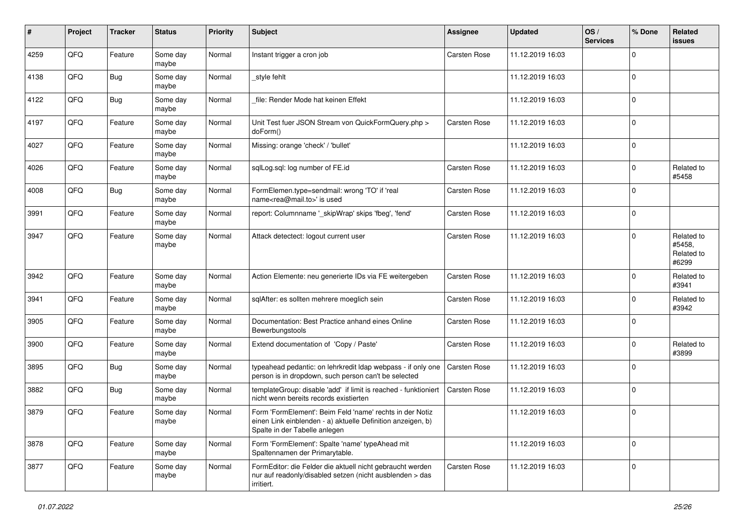| # | Project | Tracker | Status | Priority | Subject | Assignee | Updated | OS / Services | % Done | Related issues |
|---|---|---|---|---|---|---|---|---|---|---|
| 4259 | QFQ | Feature | Some day maybe | Normal | Instant trigger a cron job | Carsten Rose | 11.12.2019 16:03 | | 0 | |
| 4138 | QFQ | Bug | Some day maybe | Normal | _style fehlt | | 11.12.2019 16:03 | | 0 | |
| 4122 | QFQ | Bug | Some day maybe | Normal | _file: Render Mode hat keinen Effekt | | 11.12.2019 16:03 | | 0 | |
| 4197 | QFQ | Feature | Some day maybe | Normal | Unit Test fuer JSON Stream von QuickFormQuery.php > doForm() | Carsten Rose | 11.12.2019 16:03 | | 0 | |
| 4027 | QFQ | Feature | Some day maybe | Normal | Missing: orange 'check' / 'bullet' | | 11.12.2019 16:03 | | 0 | |
| 4026 | QFQ | Feature | Some day maybe | Normal | sqlLog.sql: log number of FE.id | Carsten Rose | 11.12.2019 16:03 | | 0 | Related to #5458 |
| 4008 | QFQ | Bug | Some day maybe | Normal | FormElemen.type=sendmail: wrong 'TO' if 'real name<rea@mail.to>' is used | Carsten Rose | 11.12.2019 16:03 | | 0 | |
| 3991 | QFQ | Feature | Some day maybe | Normal | report: Columnname '_skipWrap' skips 'fbeg', 'fend' | Carsten Rose | 11.12.2019 16:03 | | 0 | |
| 3947 | QFQ | Feature | Some day maybe | Normal | Attack detectect: logout current user | Carsten Rose | 11.12.2019 16:03 | | 0 | Related to #5458, Related to #6299 |
| 3942 | QFQ | Feature | Some day maybe | Normal | Action Elemente: neu generierte IDs via FE weitergeben | Carsten Rose | 11.12.2019 16:03 | | 0 | Related to #3941 |
| 3941 | QFQ | Feature | Some day maybe | Normal | sqlAfter: es sollten mehrere moeglich sein | Carsten Rose | 11.12.2019 16:03 | | 0 | Related to #3942 |
| 3905 | QFQ | Feature | Some day maybe | Normal | Documentation: Best Practice anhand eines Online Bewerbungstools | Carsten Rose | 11.12.2019 16:03 | | 0 | |
| 3900 | QFQ | Feature | Some day maybe | Normal | Extend documentation of 'Copy / Paste' | Carsten Rose | 11.12.2019 16:03 | | 0 | Related to #3899 |
| 3895 | QFQ | Bug | Some day maybe | Normal | typeahead pedantic: on lehrkredit ldap webpass - if only one person is in dropdown, such person can't be selected | Carsten Rose | 11.12.2019 16:03 | | 0 | |
| 3882 | QFQ | Bug | Some day maybe | Normal | templateGroup: disable 'add' if limit is reached - funktioniert nicht wenn bereits records existierten | Carsten Rose | 11.12.2019 16:03 | | 0 | |
| 3879 | QFQ | Feature | Some day maybe | Normal | Form 'FormElement': Beim Feld 'name' rechts in der Notiz einen Link einblenden - a) aktuelle Definition anzeigen, b) Spalte in der Tabelle anlegen | | 11.12.2019 16:03 | | 0 | |
| 3878 | QFQ | Feature | Some day maybe | Normal | Form 'FormElement': Spalte 'name' typeAhead mit Spaltennamen der Primarytable. | | 11.12.2019 16:03 | | 0 | |
| 3877 | QFQ | Feature | Some day maybe | Normal | FormEditor: die Felder die aktuell nicht gebraucht werden nur auf readonly/disabled setzen (nicht ausblenden > das irritiert. | Carsten Rose | 11.12.2019 16:03 | | 0 | |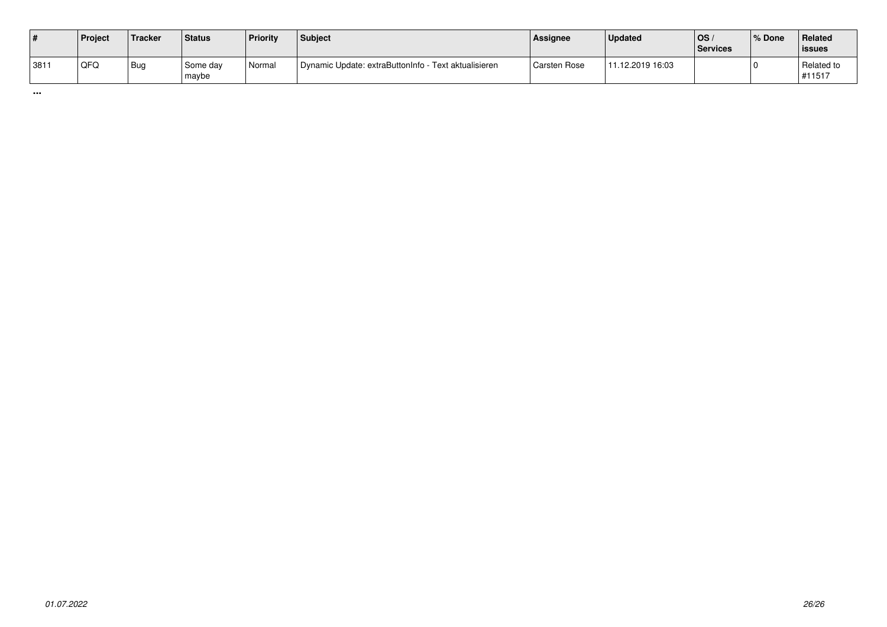| # | Project | Tracker | Status | Priority | Subject | Assignee | Updated | OS / Services | % Done | Related issues |
|---|---|---|---|---|---|---|---|---|---|---|
| 3811 | QFQ | Bug | Some day maybe | Normal | Dynamic Update: extraButtonInfo - Text aktualisieren | Carsten Rose | 11.12.2019 16:03 | | 0 | Related to #11517 |

**...**

*01.07.2022*